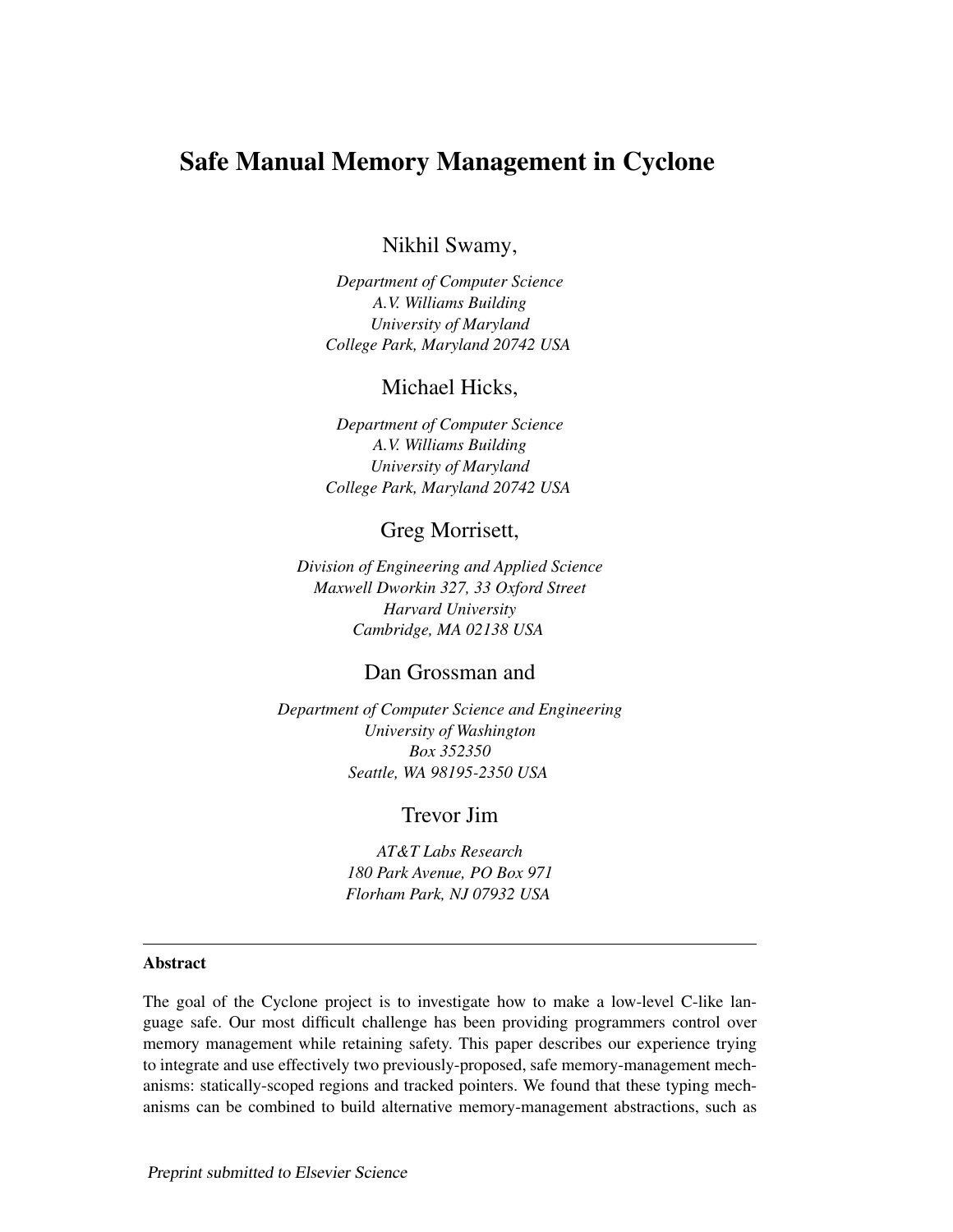# Safe Manual Memory Management in Cyclone

Nikhil Swamy,

*Department of Computer Science*
*A.V. Williams Building*
*University of Maryland*
*College Park, Maryland 20742 USA*

Michael Hicks,

*Department of Computer Science*
*A.V. Williams Building*
*University of Maryland*
*College Park, Maryland 20742 USA*

Greg Morrisett,

*Division of Engineering and Applied Science*
*Maxwell Dworkin 327, 33 Oxford Street*
*Harvard University*
*Cambridge, MA 02138 USA*

Dan Grossman and

*Department of Computer Science and Engineering*
*University of Washington*
*Box 352350*
*Seattle, WA 98195-2350 USA*

Trevor Jim

*AT&T Labs Research*
*180 Park Avenue, PO Box 971*
*Florham Park, NJ 07932 USA*

---

**Abstract**

The goal of the Cyclone project is to investigate how to make a low-level C-like language safe. Our most difficult challenge has been providing programmers control over memory management while retaining safety. This paper describes our experience trying to integrate and use effectively two previously-proposed, safe memory-management mechanisms: statically-scoped regions and tracked pointers. We found that these typing mechanisms can be combined to build alternative memory-management abstractions, such as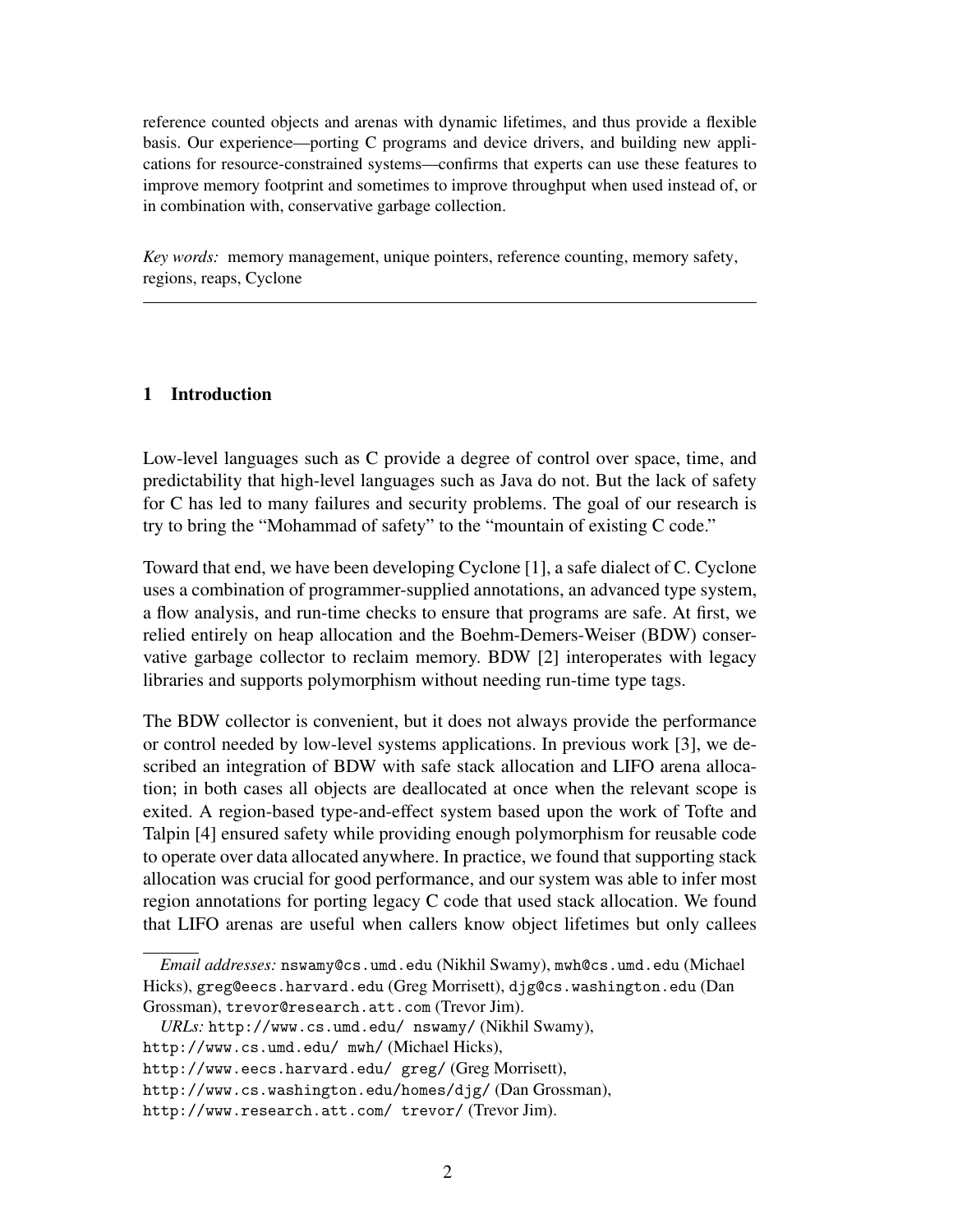reference counted objects and arenas with dynamic lifetimes, and thus provide a flexible basis. Our experience—porting C programs and device drivers, and building new applications for resource-constrained systems—confirms that experts can use these features to improve memory footprint and sometimes to improve throughput when used instead of, or in combination with, conservative garbage collection.

*Key words:* memory management, unique pointers, reference counting, memory safety, regions, reaps, Cyclone

---

## 1 Introduction

Low-level languages such as C provide a degree of control over space, time, and predictability that high-level languages such as Java do not. But the lack of safety for C has led to many failures and security problems. The goal of our research is try to bring the "Mohammad of safety" to the "mountain of existing C code."

Toward that end, we have been developing Cyclone [1], a safe dialect of C. Cyclone uses a combination of programmer-supplied annotations, an advanced type system, a flow analysis, and run-time checks to ensure that programs are safe. At first, we relied entirely on heap allocation and the Boehm-Demers-Weiser (BDW) conservative garbage collector to reclaim memory. BDW [2] interoperates with legacy libraries and supports polymorphism without needing run-time type tags.

The BDW collector is convenient, but it does not always provide the performance or control needed by low-level systems applications. In previous work [3], we described an integration of BDW with safe stack allocation and LIFO arena allocation; in both cases all objects are deallocated at once when the relevant scope is exited. A region-based type-and-effect system based upon the work of Tofte and Talpin [4] ensured safety while providing enough polymorphism for reusable code to operate over data allocated anywhere. In practice, we found that supporting stack allocation was crucial for good performance, and our system was able to infer most region annotations for porting legacy C code that used stack allocation. We found that LIFO arenas are useful when callers know object lifetimes but only callees

*Email addresses:* nswamy@cs.umd.edu (Nikhil Swamy), mwh@cs.umd.edu (Michael Hicks), greg@eecs.harvard.edu (Greg Morrisett), djg@cs.washington.edu (Dan Grossman), trevor@research.att.com (Trevor Jim).

*URLs:* http://www.cs.umd.edu/ nswamy/ (Nikhil Swamy), http://www.cs.umd.edu/ mwh/ (Michael Hicks), http://www.eecs.harvard.edu/ greg/ (Greg Morrisett), http://www.cs.washington.edu/homes/djg/ (Dan Grossman), http://www.research.att.com/ trevor/ (Trevor Jim).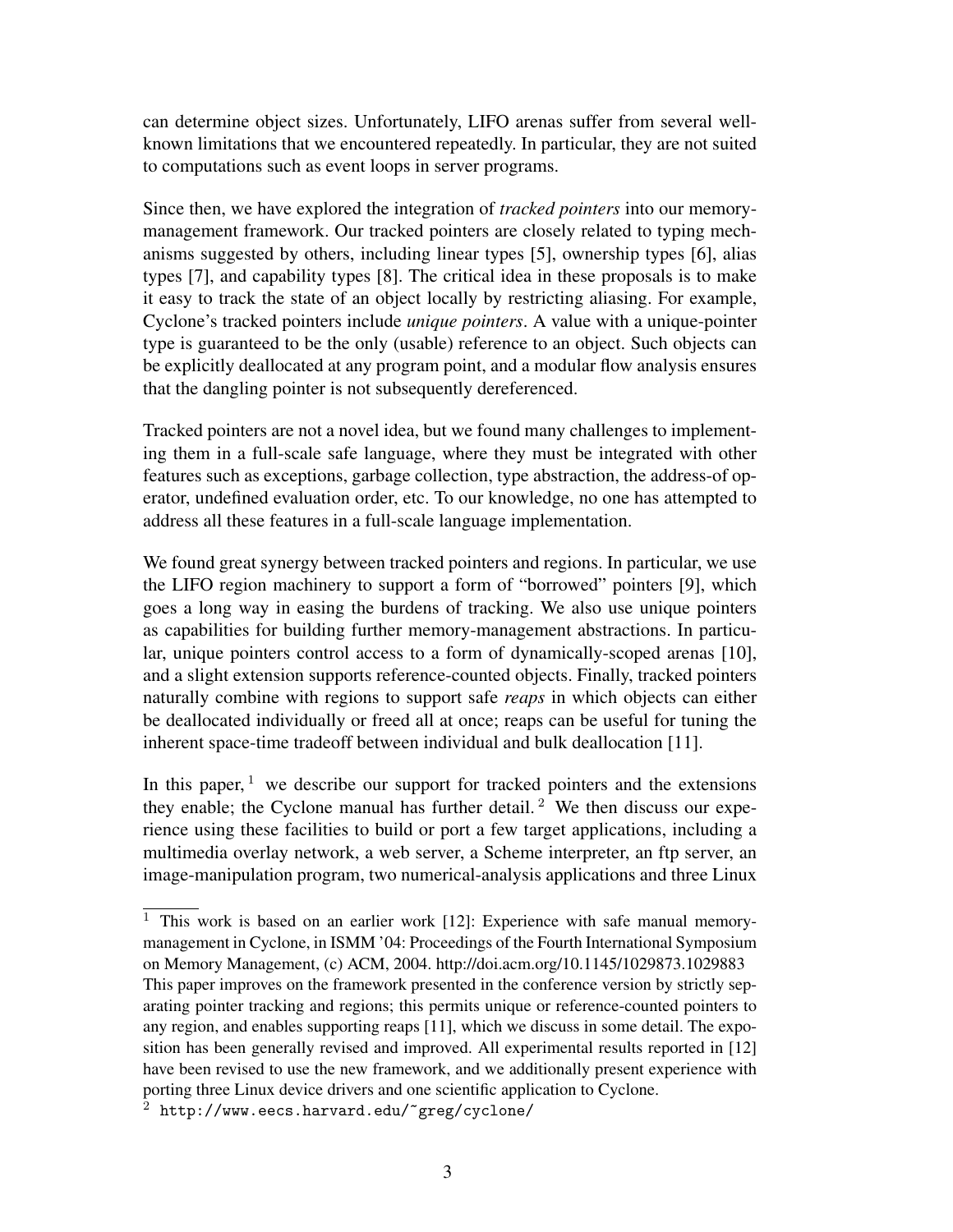can determine object sizes. Unfortunately, LIFO arenas suffer from several well-known limitations that we encountered repeatedly. In particular, they are not suited to computations such as event loops in server programs.

Since then, we have explored the integration of *tracked pointers* into our memory-management framework. Our tracked pointers are closely related to typing mechanisms suggested by others, including linear types [5], ownership types [6], alias types [7], and capability types [8]. The critical idea in these proposals is to make it easy to track the state of an object locally by restricting aliasing. For example, Cyclone's tracked pointers include *unique pointers*. A value with a unique-pointer type is guaranteed to be the only (usable) reference to an object. Such objects can be explicitly deallocated at any program point, and a modular flow analysis ensures that the dangling pointer is not subsequently dereferenced.

Tracked pointers are not a novel idea, but we found many challenges to implementing them in a full-scale safe language, where they must be integrated with other features such as exceptions, garbage collection, type abstraction, the address-of operator, undefined evaluation order, etc. To our knowledge, no one has attempted to address all these features in a full-scale language implementation.

We found great synergy between tracked pointers and regions. In particular, we use the LIFO region machinery to support a form of "borrowed" pointers [9], which goes a long way in easing the burdens of tracking. We also use unique pointers as capabilities for building further memory-management abstractions. In particular, unique pointers control access to a form of dynamically-scoped arenas [10], and a slight extension supports reference-counted objects. Finally, tracked pointers naturally combine with regions to support safe *reaps* in which objects can either be deallocated individually or freed all at once; reaps can be useful for tuning the inherent space-time tradeoff between individual and bulk deallocation [11].

In this paper, [1] we describe our support for tracked pointers and the extensions they enable; the Cyclone manual has further detail. [2] We then discuss our experience using these facilities to build or port a few target applications, including a multimedia overlay network, a web server, a Scheme interpreter, an ftp server, an image-manipulation program, two numerical-analysis applications and three Linux

---

[1] This work is based on an earlier work [12]: Experience with safe manual memory-management in Cyclone, in ISMM '04: Proceedings of the Fourth International Symposium on Memory Management, (c) ACM, 2004. http://doi.acm.org/10.1145/1029873.1029883 This paper improves on the framework presented in the conference version by strictly separating pointer tracking and regions; this permits unique or reference-counted pointers to any region, and enables supporting reaps [11], which we discuss in some detail. The exposition has been generally revised and improved. All experimental results reported in [12] have been revised to use the new framework, and we additionally present experience with porting three Linux device drivers and one scientific application to Cyclone.

[2] `http://www.eecs.harvard.edu/~greg/cyclone/`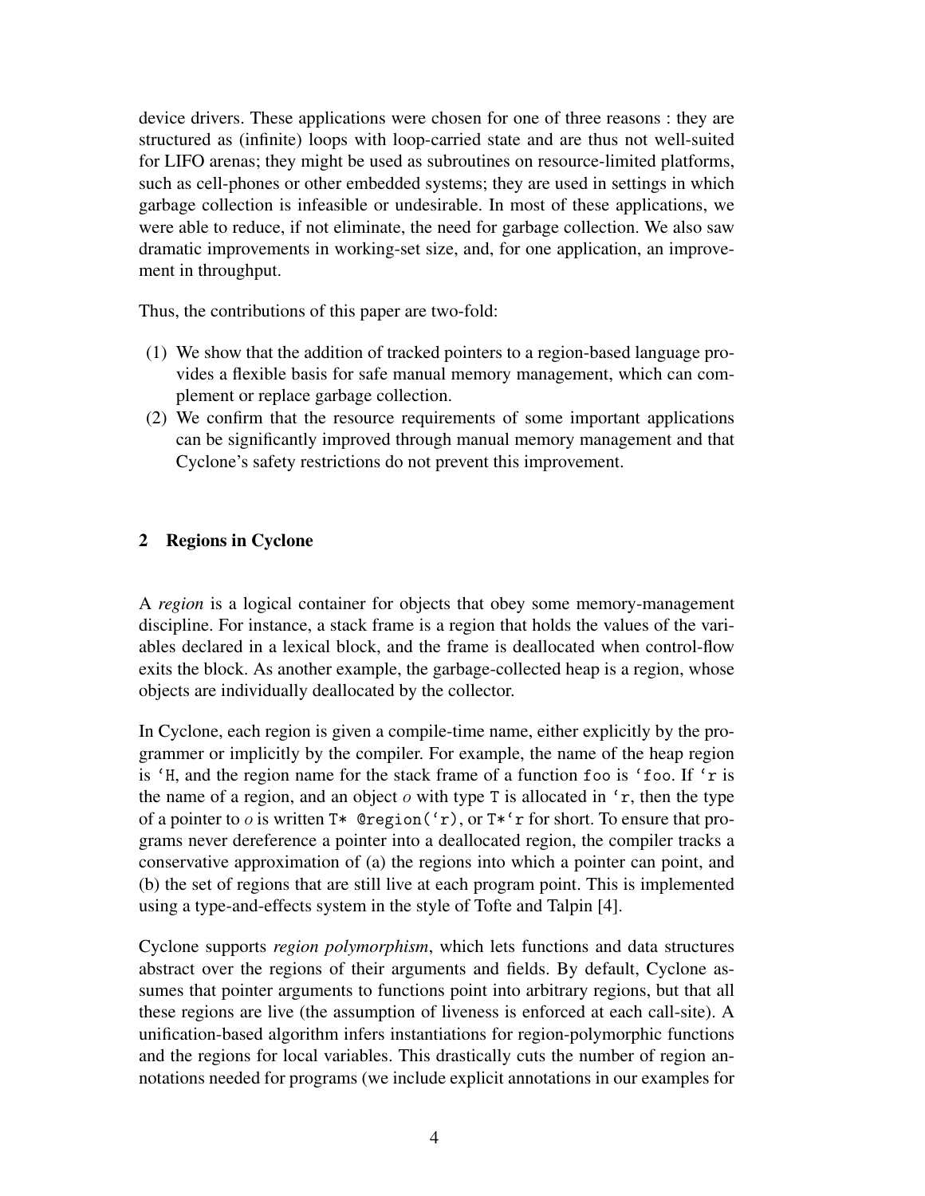device drivers. These applications were chosen for one of three reasons : they are structured as (infinite) loops with loop-carried state and are thus not well-suited for LIFO arenas; they might be used as subroutines on resource-limited platforms, such as cell-phones or other embedded systems; they are used in settings in which garbage collection is infeasible or undesirable. In most of these applications, we were able to reduce, if not eliminate, the need for garbage collection. We also saw dramatic improvements in working-set size, and, for one application, an improvement in throughput.

Thus, the contributions of this paper are two-fold:

(1) We show that the addition of tracked pointers to a region-based language provides a flexible basis for safe manual memory management, which can complement or replace garbage collection.
(2) We confirm that the resource requirements of some important applications can be significantly improved through manual memory management and that Cyclone's safety restrictions do not prevent this improvement.

## 2 Regions in Cyclone

A *region* is a logical container for objects that obey some memory-management discipline. For instance, a stack frame is a region that holds the values of the variables declared in a lexical block, and the frame is deallocated when control-flow exits the block. As another example, the garbage-collected heap is a region, whose objects are individually deallocated by the collector.

In Cyclone, each region is given a compile-time name, either explicitly by the programmer or implicitly by the compiler. For example, the name of the heap region is `'H`, and the region name for the stack frame of a function `foo` is `'foo`. If `'r` is the name of a region, and an object $o$ with type `T` is allocated in `'r`, then the type of a pointer to $o$ is written `T* @region('r)`, or `T*'r` for short. To ensure that programs never dereference a pointer into a deallocated region, the compiler tracks a conservative approximation of (a) the regions into which a pointer can point, and (b) the set of regions that are still live at each program point. This is implemented using a type-and-effects system in the style of Tofte and Talpin [4].

Cyclone supports *region polymorphism*, which lets functions and data structures abstract over the regions of their arguments and fields. By default, Cyclone assumes that pointer arguments to functions point into arbitrary regions, but that all these regions are live (the assumption of liveness is enforced at each call-site). A unification-based algorithm infers instantiations for region-polymorphic functions and the regions for local variables. This drastically cuts the number of region annotations needed for programs (we include explicit annotations in our examples for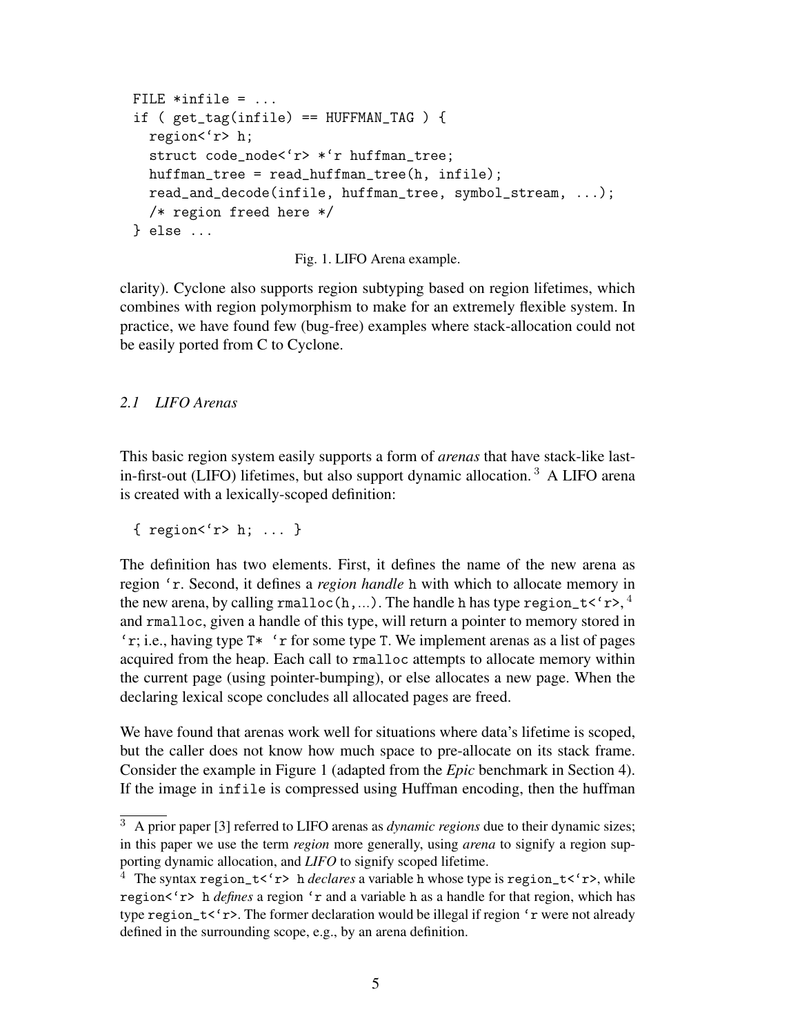```
FILE *infile = ...
if ( get_tag(infile) == HUFFMAN_TAG ) {
  region<`r> h;
  struct code_node<`r> *`r huffman_tree;
  huffman_tree = read_huffman_tree(h, infile);
  read_and_decode(infile, huffman_tree, symbol_stream, ...);
  /* region freed here */
} else ...
```

Fig. 1. LIFO Arena example.

clarity). Cyclone also supports region subtyping based on region lifetimes, which combines with region polymorphism to make for an extremely flexible system. In practice, we have found few (bug-free) examples where stack-allocation could not be easily ported from C to Cyclone.

### *2.1 LIFO Arenas*

This basic region system easily supports a form of *arenas* that have stack-like last-in-first-out (LIFO) lifetimes, but also support dynamic allocation. [3] A LIFO arena is created with a lexically-scoped definition:

```
{ region<`r> h; ... }
```

The definition has two elements. First, it defines the name of the new arena as region `` `r``. Second, it defines a *region handle* `h` with which to allocate memory in the new arena, by calling `rmalloc(h,...)`. The handle `h` has type ``region_t<`r>``, [4] and `rmalloc`, given a handle of this type, will return a pointer to memory stored in `` `r``; i.e., having type ``T* `r`` for some type `T`. We implement arenas as a list of pages acquired from the heap. Each call to `rmalloc` attempts to allocate memory within the current page (using pointer-bumping), or else allocates a new page. When the declaring lexical scope concludes all allocated pages are freed.

We have found that arenas work well for situations where data's lifetime is scoped, but the caller does not know how much space to pre-allocate on its stack frame. Consider the example in Figure 1 (adapted from the *Epic* benchmark in Section 4). If the image in `infile` is compressed using Huffman encoding, then the huffman

[3] A prior paper [3] referred to LIFO arenas as *dynamic regions* due to their dynamic sizes; in this paper we use the term *region* more generally, using *arena* to signify a region supporting dynamic allocation, and *LIFO* to signify scoped lifetime.

[4] The syntax ``region_t<`r> h`` *declares* a variable `h` whose type is ``region_t<`r>``, while ``region<`r> h`` *defines* a region `` `r`` and a variable `h` as a handle for that region, which has type ``region_t<`r>``. The former declaration would be illegal if region `` `r`` were not already defined in the surrounding scope, e.g., by an arena definition.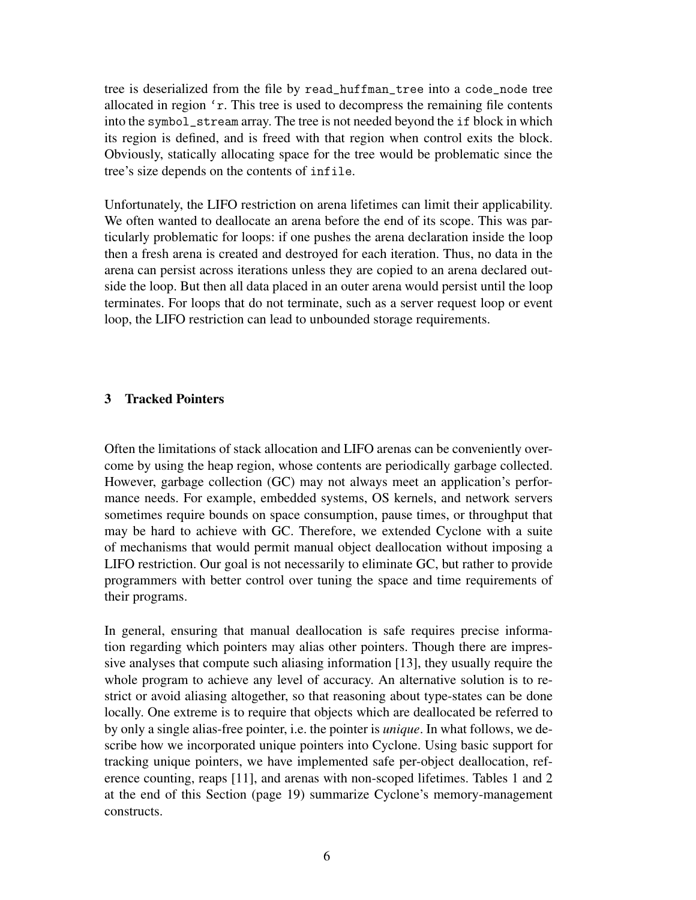tree is deserialized from the file by `read_huffman_tree` into a `code_node` tree allocated in region `'r`. This tree is used to decompress the remaining file contents into the `symbol_stream` array. The tree is not needed beyond the `if` block in which its region is defined, and is freed with that region when control exits the block. Obviously, statically allocating space for the tree would be problematic since the tree's size depends on the contents of `infile`.

Unfortunately, the LIFO restriction on arena lifetimes can limit their applicability. We often wanted to deallocate an arena before the end of its scope. This was particularly problematic for loops: if one pushes the arena declaration inside the loop then a fresh arena is created and destroyed for each iteration. Thus, no data in the arena can persist across iterations unless they are copied to an arena declared outside the loop. But then all data placed in an outer arena would persist until the loop terminates. For loops that do not terminate, such as a server request loop or event loop, the LIFO restriction can lead to unbounded storage requirements.

## 3 Tracked Pointers

Often the limitations of stack allocation and LIFO arenas can be conveniently overcome by using the heap region, whose contents are periodically garbage collected. However, garbage collection (GC) may not always meet an application's performance needs. For example, embedded systems, OS kernels, and network servers sometimes require bounds on space consumption, pause times, or throughput that may be hard to achieve with GC. Therefore, we extended Cyclone with a suite of mechanisms that would permit manual object deallocation without imposing a LIFO restriction. Our goal is not necessarily to eliminate GC, but rather to provide programmers with better control over tuning the space and time requirements of their programs.

In general, ensuring that manual deallocation is safe requires precise information regarding which pointers may alias other pointers. Though there are impressive analyses that compute such aliasing information [13], they usually require the whole program to achieve any level of accuracy. An alternative solution is to restrict or avoid aliasing altogether, so that reasoning about type-states can be done locally. One extreme is to require that objects which are deallocated be referred to by only a single alias-free pointer, i.e. the pointer is *unique*. In what follows, we describe how we incorporated unique pointers into Cyclone. Using basic support for tracking unique pointers, we have implemented safe per-object deallocation, reference counting, reaps [11], and arenas with non-scoped lifetimes. Tables 1 and 2 at the end of this Section (page 19) summarize Cyclone's memory-management constructs.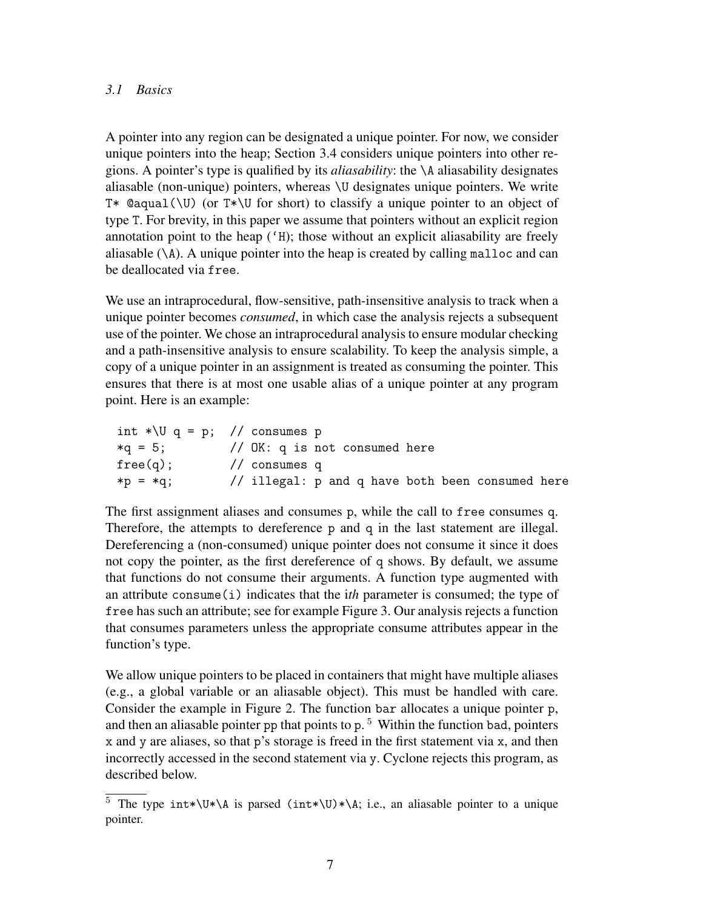### *3.1 Basics*

A pointer into any region can be designated a unique pointer. For now, we consider unique pointers into the heap; Section 3.4 considers unique pointers into other regions. A pointer's type is qualified by its *aliasability*: the `\A` aliasability designates aliasable (non-unique) pointers, whereas `\U` designates unique pointers. We write `T* @aqual(\U)` (or `T*\U` for short) to classify a unique pointer to an object of type `T`. For brevity, in this paper we assume that pointers without an explicit region annotation point to the heap (`'H`); those without an explicit aliasability are freely aliasable (`\A`). A unique pointer into the heap is created by calling `malloc` and can be deallocated via `free`.

We use an intraprocedural, flow-sensitive, path-insensitive analysis to track when a unique pointer becomes *consumed*, in which case the analysis rejects a subsequent use of the pointer. We chose an intraprocedural analysis to ensure modular checking and a path-insensitive analysis to ensure scalability. To keep the analysis simple, a copy of a unique pointer in an assignment is treated as consuming the pointer. This ensures that there is at most one usable alias of a unique pointer at any program point. Here is an example:

```
int *\U q = p;  // consumes p
*q = 5;         // OK: q is not consumed here
free(q);        // consumes q
*p = *q;        // illegal: p and q have both been consumed here
```

The first assignment aliases and consumes `p`, while the call to `free` consumes `q`. Therefore, the attempts to dereference `p` and `q` in the last statement are illegal. Dereferencing a (non-consumed) unique pointer does not consume it since it does not copy the pointer, as the first dereference of `q` shows. By default, we assume that functions do not consume their arguments. A function type augmented with an attribute `consume(i)` indicates that the i*th* parameter is consumed; the type of `free` has such an attribute; see for example Figure 3. Our analysis rejects a function that consumes parameters unless the appropriate consume attributes appear in the function's type.

We allow unique pointers to be placed in containers that might have multiple aliases (e.g., a global variable or an aliasable object). This must be handled with care. Consider the example in Figure 2. The function `bar` allocates a unique pointer `p`, and then an aliasable pointer pp that points to `p`.[5] Within the function `bad`, pointers `x` and `y` are aliases, so that `p`'s storage is freed in the first statement via `x`, and then incorrectly accessed in the second statement via `y`. Cyclone rejects this program, as described below.

[5] The type `int*\U*\A` is parsed `(int*\U)*\A`; i.e., an aliasable pointer to a unique pointer.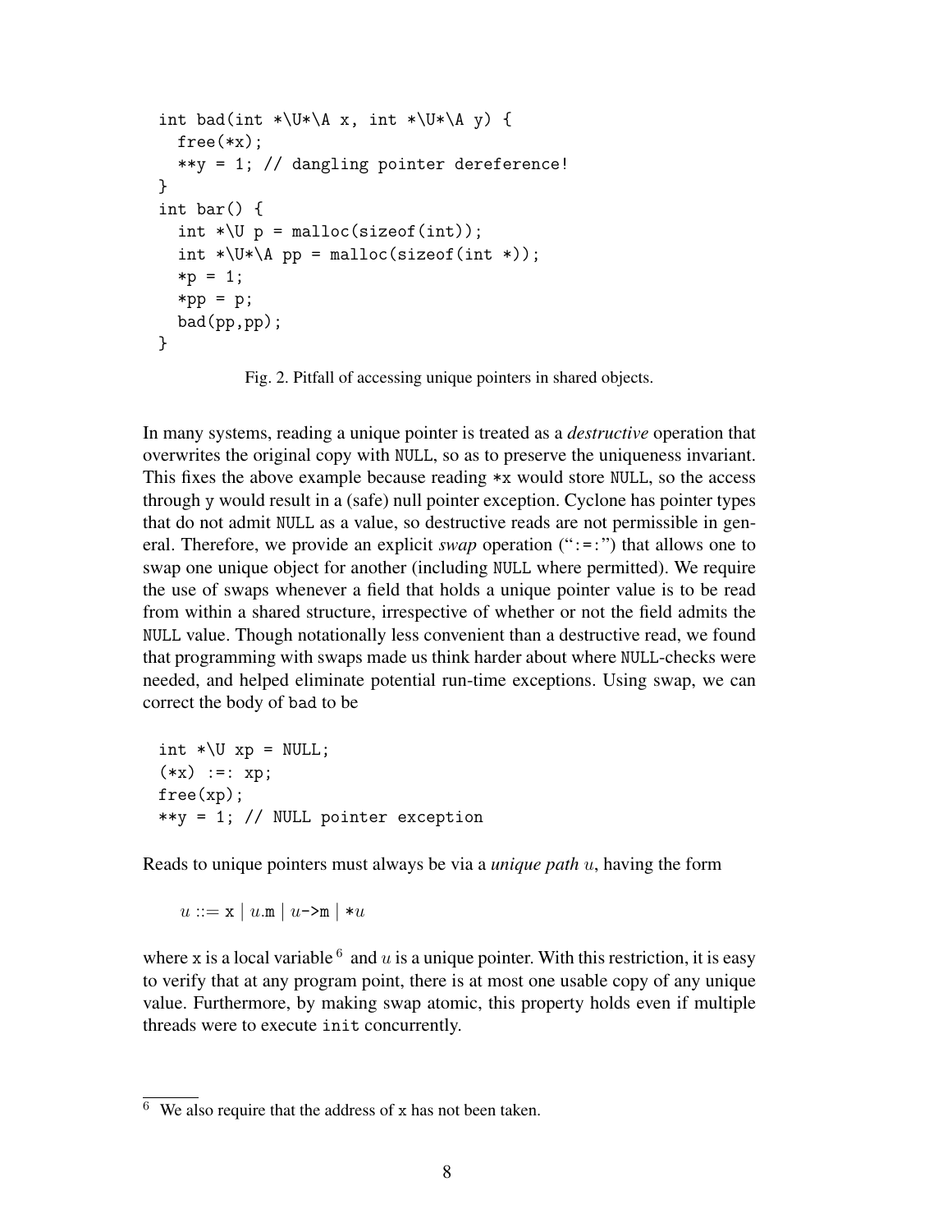```
int bad(int *\U*\A x, int *\U*\A y) {
  free(*x);
  **y = 1; // dangling pointer dereference!
}
int bar() {
  int *\U p = malloc(sizeof(int));
  int *\U*\A pp = malloc(sizeof(int *));
  *p = 1;
  *pp = p;
  bad(pp,pp);
}
```

Fig. 2. Pitfall of accessing unique pointers in shared objects.

In many systems, reading a unique pointer is treated as a *destructive* operation that overwrites the original copy with NULL, so as to preserve the uniqueness invariant. This fixes the above example because reading *x would store NULL, so the access through y would result in a (safe) null pointer exception. Cyclone has pointer types that do not admit NULL as a value, so destructive reads are not permissible in general. Therefore, we provide an explicit *swap* operation (":=:") that allows one to swap one unique object for another (including NULL where permitted). We require the use of swaps whenever a field that holds a unique pointer value is to be read from within a shared structure, irrespective of whether or not the field admits the NULL value. Though notationally less convenient than a destructive read, we found that programming with swaps made us think harder about where NULL-checks were needed, and helped eliminate potential run-time exceptions. Using swap, we can correct the body of bad to be

```
int *\U xp = NULL;
(*x) :=: xp;
free(xp);
**y = 1; // NULL pointer exception
```

Reads to unique pointers must always be via a *unique path* $u$, having the form

$$u ::= \texttt{x} \mid u\texttt{.m} \mid u\texttt{->m} \mid \texttt{*}u$$

where x is a local variable [6] and $u$ is a unique pointer. With this restriction, it is easy to verify that at any program point, there is at most one usable copy of any unique value. Furthermore, by making swap atomic, this property holds even if multiple threads were to execute init concurrently.

[6] We also require that the address of x has not been taken.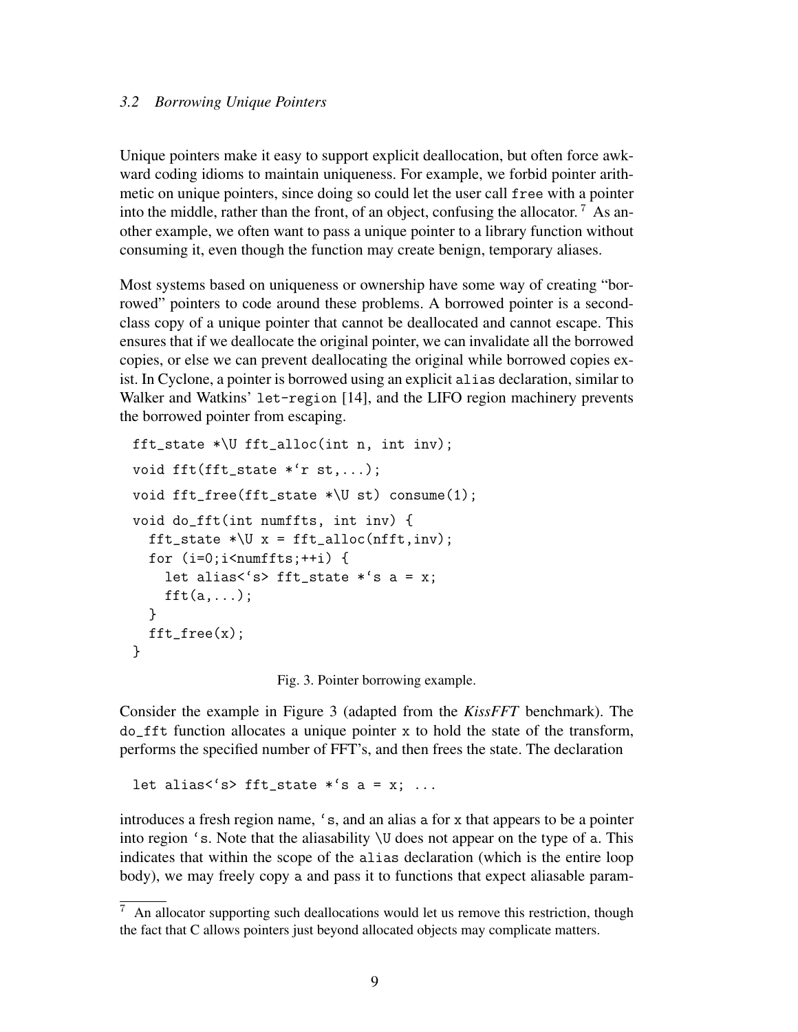### 3.2 Borrowing Unique Pointers

Unique pointers make it easy to support explicit deallocation, but often force awkward coding idioms to maintain uniqueness. For example, we forbid pointer arithmetic on unique pointers, since doing so could let the user call `free` with a pointer into the middle, rather than the front, of an object, confusing the allocator. [7] As another example, we often want to pass a unique pointer to a library function without consuming it, even though the function may create benign, temporary aliases.

Most systems based on uniqueness or ownership have some way of creating "borrowed" pointers to code around these problems. A borrowed pointer is a second-class copy of a unique pointer that cannot be deallocated and cannot escape. This ensures that if we deallocate the original pointer, we can invalidate all the borrowed copies, or else we can prevent deallocating the original while borrowed copies exist. In Cyclone, a pointer is borrowed using an explicit `alias` declaration, similar to Walker and Watkins' `let-region` [14], and the LIFO region machinery prevents the borrowed pointer from escaping.

```
fft_state *\U fft_alloc(int n, int inv);
void fft(fft_state *`r st,...);
void fft_free(fft_state *\U st) consume(1);
void do_fft(int numffts, int inv) {
  fft_state *\U x = fft_alloc(nfft,inv);
  for (i=0;i<numffts;++i) {
    let alias<`s> fft_state *`s a = x;
    fft(a,...);
  }
  fft_free(x);
}
```

Fig. 3. Pointer borrowing example.

Consider the example in Figure 3 (adapted from the *KissFFT* benchmark). The `do_fft` function allocates a unique pointer `x` to hold the state of the transform, performs the specified number of FFT's, and then frees the state. The declaration

```
let alias<`s> fft_state *`s a = x; ...
```

introduces a fresh region name, `` `s``, and an alias `a` for `x` that appears to be a pointer into region `` `s``. Note that the aliasability `\U` does not appear on the type of `a`. This indicates that within the scope of the `alias` declaration (which is the entire loop body), we may freely copy `a` and pass it to functions that expect aliasable param-

[7] An allocator supporting such deallocations would let us remove this restriction, though the fact that C allows pointers just beyond allocated objects may complicate matters.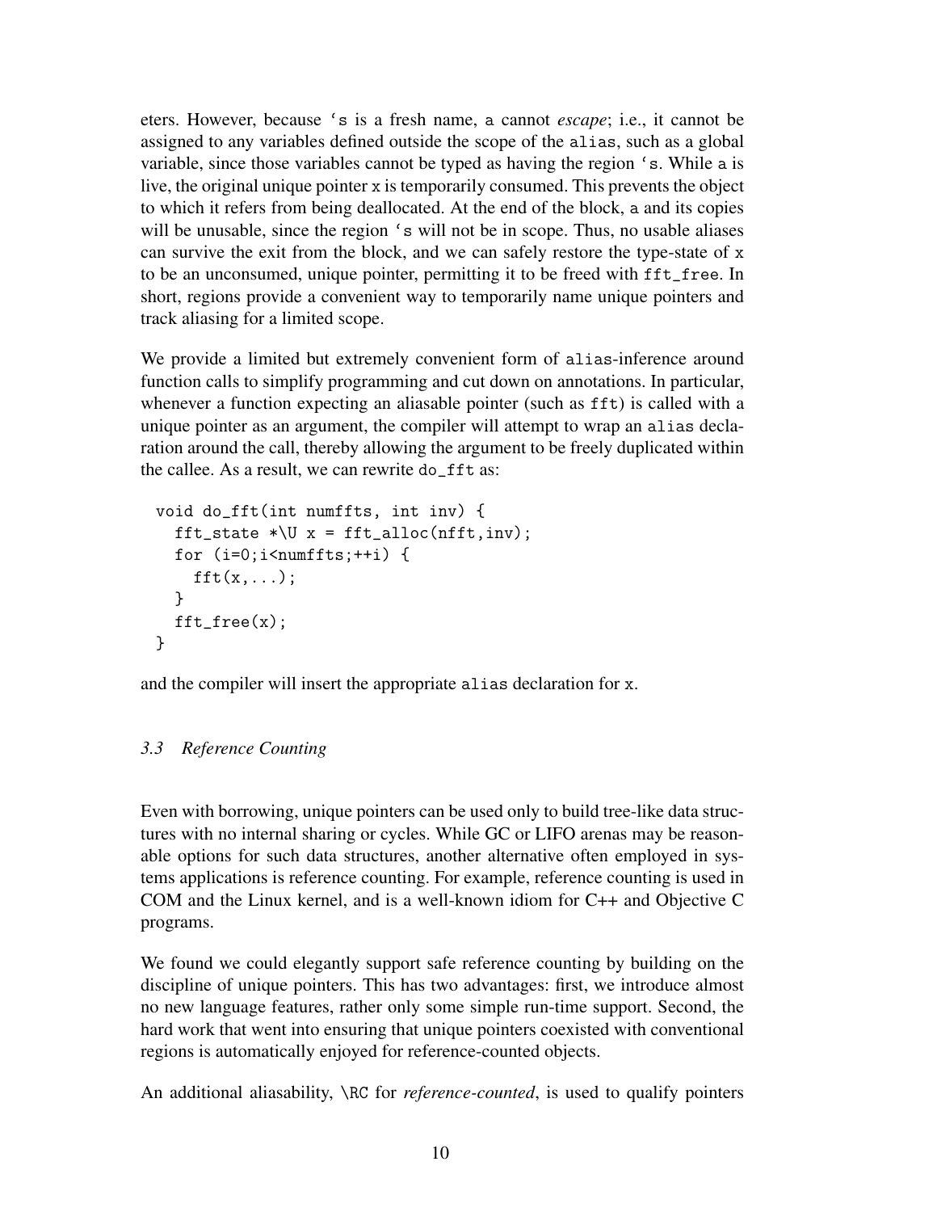eters. However, because `s is a fresh name, a cannot *escape*; i.e., it cannot be assigned to any variables defined outside the scope of the alias, such as a global variable, since those variables cannot be typed as having the region `s. While a is live, the original unique pointer x is temporarily consumed. This prevents the object to which it refers from being deallocated. At the end of the block, a and its copies will be unusable, since the region `s will not be in scope. Thus, no usable aliases can survive the exit from the block, and we can safely restore the type-state of x to be an unconsumed, unique pointer, permitting it to be freed with fft_free. In short, regions provide a convenient way to temporarily name unique pointers and track aliasing for a limited scope.

We provide a limited but extremely convenient form of alias-inference around function calls to simplify programming and cut down on annotations. In particular, whenever a function expecting an aliasable pointer (such as fft) is called with a unique pointer as an argument, the compiler will attempt to wrap an alias declaration around the call, thereby allowing the argument to be freely duplicated within the callee. As a result, we can rewrite do_fft as:

```
void do_fft(int numffts, int inv) {
  fft_state *\U x = fft_alloc(nfft,inv);
  for (i=0;i<numffts;++i) {
    fft(x,...);
  }
  fft_free(x);
}
```

and the compiler will insert the appropriate alias declaration for x.

### *3.3 Reference Counting*

Even with borrowing, unique pointers can be used only to build tree-like data structures with no internal sharing or cycles. While GC or LIFO arenas may be reasonable options for such data structures, another alternative often employed in systems applications is reference counting. For example, reference counting is used in COM and the Linux kernel, and is a well-known idiom for C++ and Objective C programs.

We found we could elegantly support safe reference counting by building on the discipline of unique pointers. This has two advantages: first, we introduce almost no new language features, rather only some simple run-time support. Second, the hard work that went into ensuring that unique pointers coexisted with conventional regions is automatically enjoyed for reference-counted objects.

An additional aliasability, \RC for *reference-counted*, is used to qualify pointers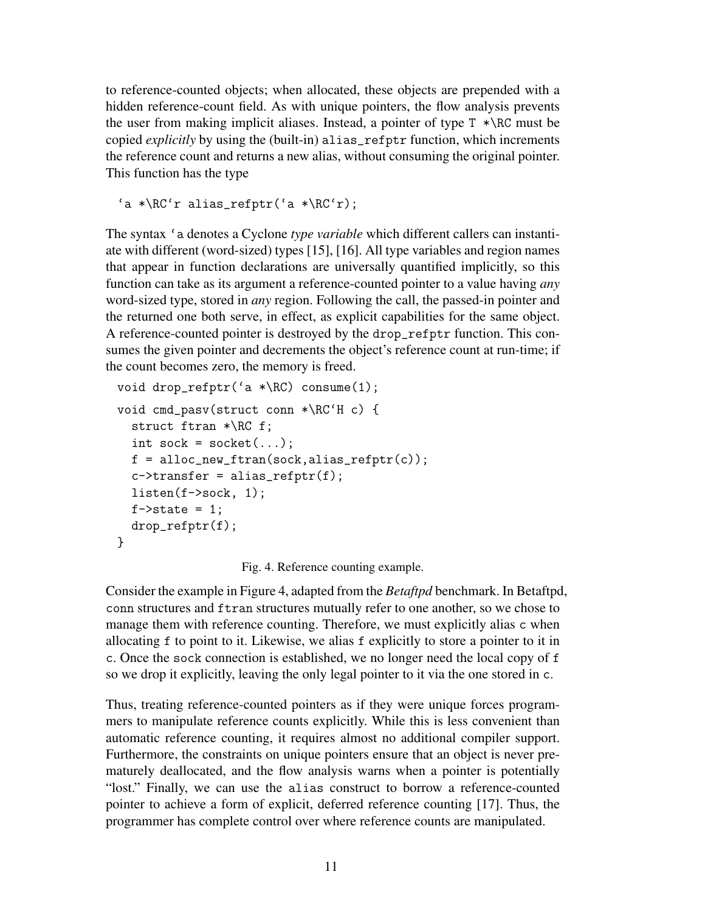to reference-counted objects; when allocated, these objects are prepended with a hidden reference-count field. As with unique pointers, the flow analysis prevents the user from making implicit aliases. Instead, a pointer of type `T *\RC` must be copied *explicitly* by using the (built-in) `alias_refptr` function, which increments the reference count and returns a new alias, without consuming the original pointer. This function has the type

```
`a *\RC`r alias_refptr(`a *\RC`r);
```

The syntax `` `a`` denotes a Cyclone *type variable* which different callers can instantiate with different (word-sized) types [15], [16]. All type variables and region names that appear in function declarations are universally quantified implicitly, so this function can take as its argument a reference-counted pointer to a value having *any* word-sized type, stored in *any* region. Following the call, the passed-in pointer and the returned one both serve, in effect, as explicit capabilities for the same object. A reference-counted pointer is destroyed by the `drop_refptr` function. This consumes the given pointer and decrements the object's reference count at run-time; if the count becomes zero, the memory is freed.

```
void drop_refptr(`a *\RC) consume(1);
```

```
void cmd_pasv(struct conn *\RC`H c) {
  struct ftran *\RC f;
  int sock = socket(...);
  f = alloc_new_ftran(sock,alias_refptr(c));
  c->transfer = alias_refptr(f);
  listen(f->sock, 1);
  f->state = 1;
  drop_refptr(f);
}
```

Fig. 4. Reference counting example.

Consider the example in Figure 4, adapted from the *Betaftpd* benchmark. In Betaftpd, `conn` structures and `ftran` structures mutually refer to one another, so we chose to manage them with reference counting. Therefore, we must explicitly alias `c` when allocating `f` to point to it. Likewise, we alias `f` explicitly to store a pointer to it in `c`. Once the `sock` connection is established, we no longer need the local copy of `f` so we drop it explicitly, leaving the only legal pointer to it via the one stored in `c`.

Thus, treating reference-counted pointers as if they were unique forces programmers to manipulate reference counts explicitly. While this is less convenient than automatic reference counting, it requires almost no additional compiler support. Furthermore, the constraints on unique pointers ensure that an object is never prematurely deallocated, and the flow analysis warns when a pointer is potentially "lost." Finally, we can use the `alias` construct to borrow a reference-counted pointer to achieve a form of explicit, deferred reference counting [17]. Thus, the programmer has complete control over where reference counts are manipulated.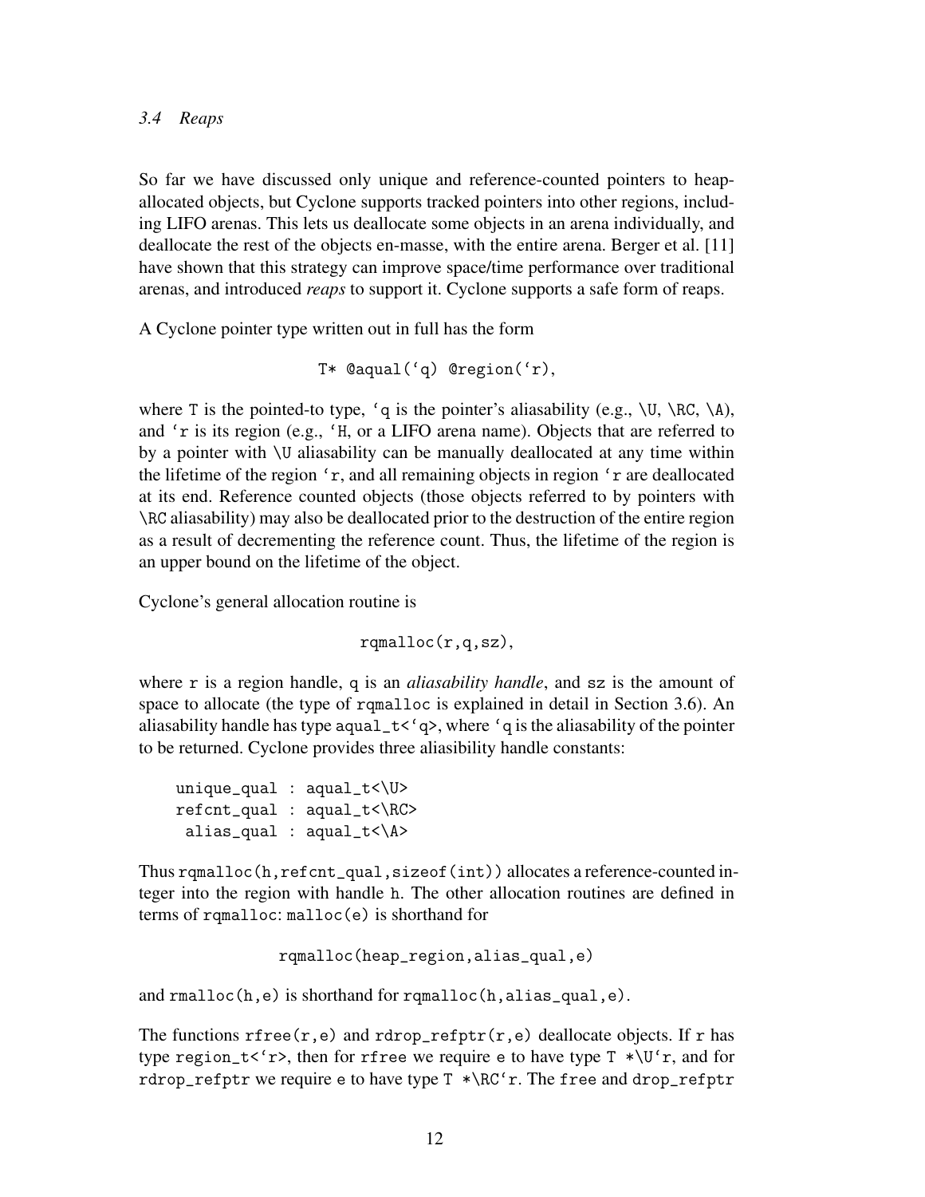### 3.4 Reaps

So far we have discussed only unique and reference-counted pointers to heap-allocated objects, but Cyclone supports tracked pointers into other regions, including LIFO arenas. This lets us deallocate some objects in an arena individually, and deallocate the rest of the objects en-masse, with the entire arena. Berger et al. [11] have shown that this strategy can improve space/time performance over traditional arenas, and introduced *reaps* to support it. Cyclone supports a safe form of reaps.

A Cyclone pointer type written out in full has the form

```
T* @aqual(`q) @region(`r),
```

where `T` is the pointed-to type, `` `q `` is the pointer's aliasability (e.g., `\U`, `\RC`, `\A`), and `` `r `` is its region (e.g., `` `H ``, or a LIFO arena name). Objects that are referred to by a pointer with `\U` aliasability can be manually deallocated at any time within the lifetime of the region `` `r ``, and all remaining objects in region `` `r `` are deallocated at its end. Reference counted objects (those objects referred to by pointers with `\RC` aliasability) may also be deallocated prior to the destruction of the entire region as a result of decrementing the reference count. Thus, the lifetime of the region is an upper bound on the lifetime of the object.

Cyclone's general allocation routine is

```
rqmalloc(r,q,sz),
```

where `r` is a region handle, `q` is an *aliasability handle*, and `sz` is the amount of space to allocate (the type of `rqmalloc` is explained in detail in Section 3.6). An aliasability handle has type `` aqual_t<`q> ``, where `` `q `` is the aliasability of the pointer to be returned. Cyclone provides three aliasibility handle constants:

```
unique_qual : aqual_t<\U>
refcnt_qual : aqual_t<\RC>
 alias_qual : aqual_t<\A>
```

Thus `rqmalloc(h,refcnt_qual,sizeof(int))` allocates a reference-counted integer into the region with handle `h`. The other allocation routines are defined in terms of `rqmalloc`: `malloc(e)` is shorthand for

```
rqmalloc(heap_region,alias_qual,e)
```

and `rmalloc(h,e)` is shorthand for `rqmalloc(h,alias_qual,e)`.

The functions `rfree(r,e)` and `rdrop_refptr(r,e)` deallocate objects. If `r` has type `` region_t<`r> ``, then for `rfree` we require `e` to have type `` T *\U`r ``, and for `rdrop_refptr` we require `e` to have type `` T *\RC`r ``. The `free` and `drop_refptr`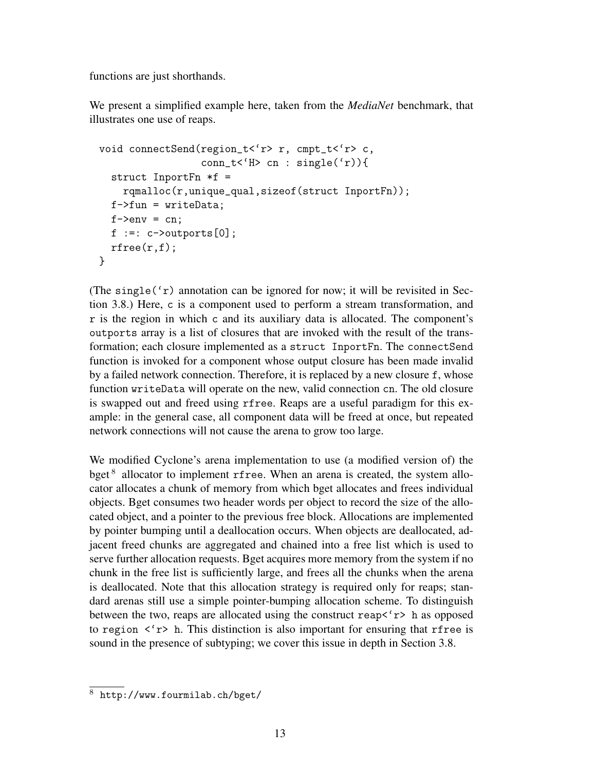functions are just shorthands.

We present a simplified example here, taken from the *MediaNet* benchmark, that illustrates one use of reaps.

```
void connectSend(region_t<`r> r, cmpt_t<`r> c,
                 conn_t<`H> cn : single(`r)){
  struct InportFn *f =
    rqmalloc(r,unique_qual,sizeof(struct InportFn));
  f->fun = writeData;
  f->env = cn;
  f :=: c->outports[0];
  rfree(r,f);
}
```

(The `single(`r)` annotation can be ignored for now; it will be revisited in Section 3.8.) Here, `c` is a component used to perform a stream transformation, and `r` is the region in which `c` and its auxiliary data is allocated. The component's `outports` array is a list of closures that are invoked with the result of the transformation; each closure implemented as a `struct InportFn`. The `connectSend` function is invoked for a component whose output closure has been made invalid by a failed network connection. Therefore, it is replaced by a new closure `f`, whose function `writeData` will operate on the new, valid connection `cn`. The old closure is swapped out and freed using `rfree`. Reaps are a useful paradigm for this example: in the general case, all component data will be freed at once, but repeated network connections will not cause the arena to grow too large.

We modified Cyclone's arena implementation to use (a modified version of) the bget[8] allocator to implement `rfree`. When an arena is created, the system allocator allocates a chunk of memory from which bget allocates and frees individual objects. Bget consumes two header words per object to record the size of the allocated object, and a pointer to the previous free block. Allocations are implemented by pointer bumping until a deallocation occurs. When objects are deallocated, adjacent freed chunks are aggregated and chained into a free list which is used to serve further allocation requests. Bget acquires more memory from the system if no chunk in the free list is sufficiently large, and frees all the chunks when the arena is deallocated. Note that this allocation strategy is required only for reaps; standard arenas still use a simple pointer-bumping allocation scheme. To distinguish between the two, reaps are allocated using the construct `reap<`r> h` as opposed to `region <`r> h`. This distinction is also important for ensuring that `rfree` is sound in the presence of subtyping; we cover this issue in depth in Section 3.8.

[8] http://www.fourmilab.ch/bget/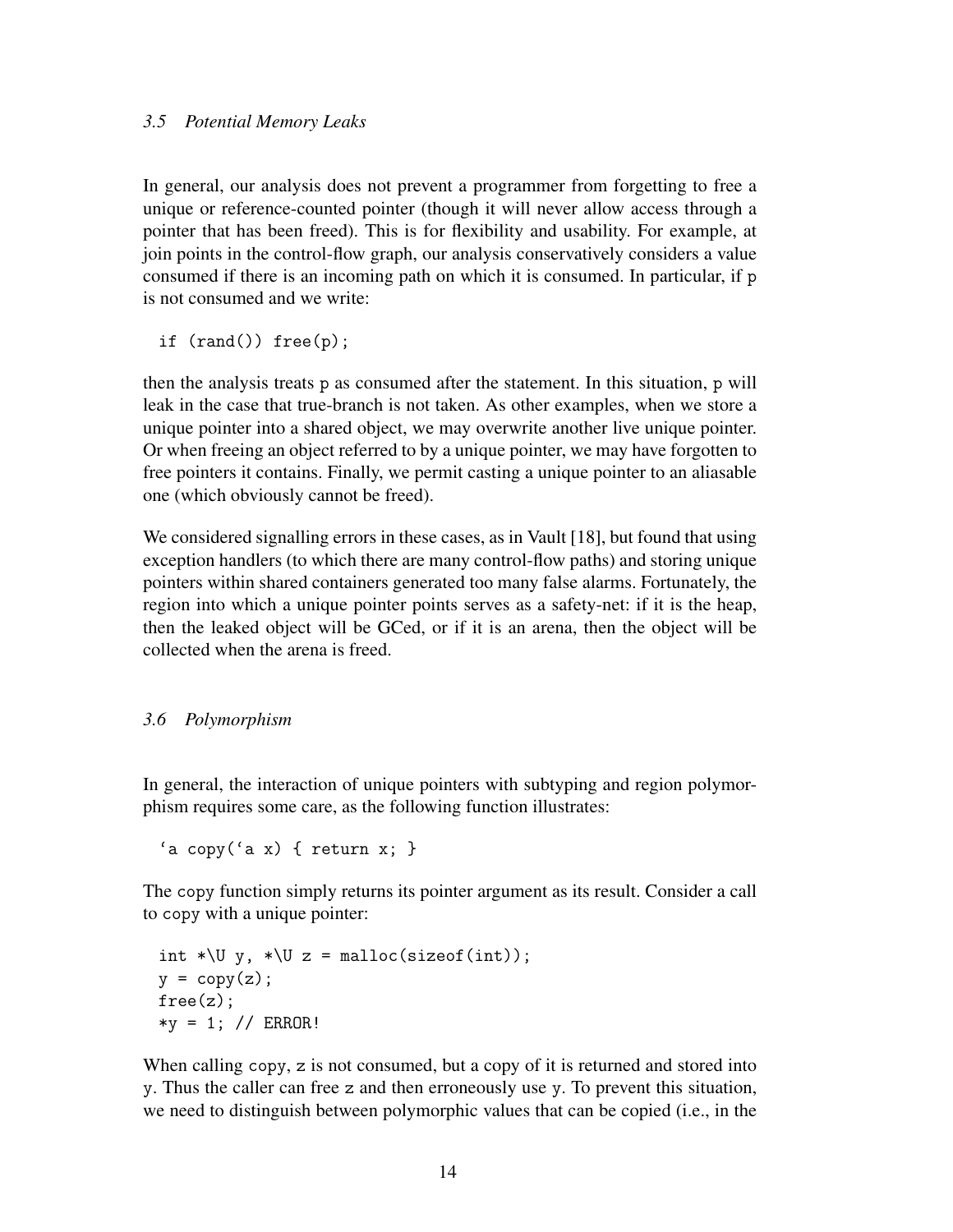### 3.5 Potential Memory Leaks

In general, our analysis does not prevent a programmer from forgetting to free a unique or reference-counted pointer (though it will never allow access through a pointer that has been freed). This is for flexibility and usability. For example, at join points in the control-flow graph, our analysis conservatively considers a value consumed if there is an incoming path on which it is consumed. In particular, if p is not consumed and we write:

```
if (rand()) free(p);
```

then the analysis treats p as consumed after the statement. In this situation, p will leak in the case that true-branch is not taken. As other examples, when we store a unique pointer into a shared object, we may overwrite another live unique pointer. Or when freeing an object referred to by a unique pointer, we may have forgotten to free pointers it contains. Finally, we permit casting a unique pointer to an aliasable one (which obviously cannot be freed).

We considered signalling errors in these cases, as in Vault [18], but found that using exception handlers (to which there are many control-flow paths) and storing unique pointers within shared containers generated too many false alarms. Fortunately, the region into which a unique pointer points serves as a safety-net: if it is the heap, then the leaked object will be GCed, or if it is an arena, then the object will be collected when the arena is freed.

### 3.6 Polymorphism

In general, the interaction of unique pointers with subtyping and region polymorphism requires some care, as the following function illustrates:

```
`a copy(`a x) { return x; }
```

The copy function simply returns its pointer argument as its result. Consider a call to copy with a unique pointer:

```
int *\U y, *\U z = malloc(sizeof(int));
y = copy(z);
free(z);
*y = 1; // ERROR!
```

When calling copy, z is not consumed, but a copy of it is returned and stored into y. Thus the caller can free z and then erroneously use y. To prevent this situation, we need to distinguish between polymorphic values that can be copied (i.e., in the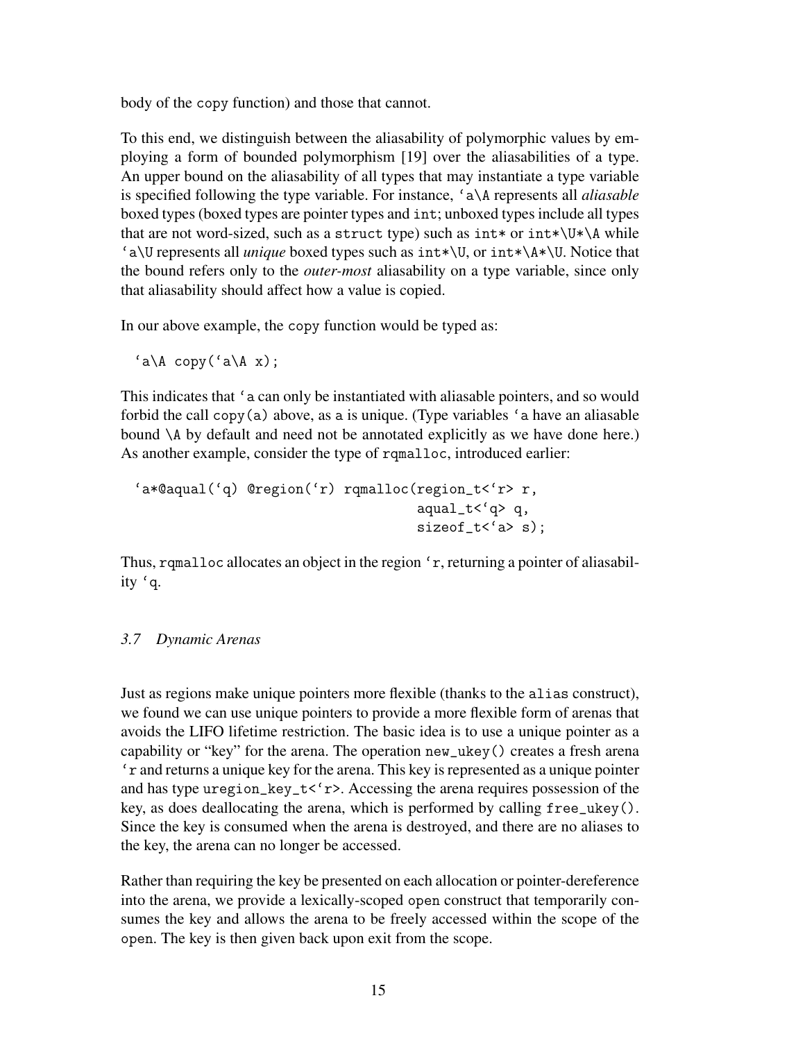body of the `copy` function) and those that cannot.

To this end, we distinguish between the aliasability of polymorphic values by employing a form of bounded polymorphism [19] over the aliasabilities of a type. An upper bound on the aliasability of all types that may instantiate a type variable is specified following the type variable. For instance, `` `a\A `` represents all *aliasable* boxed types (boxed types are pointer types and `int`; unboxed types include all types that are not word-sized, such as a `struct` type) such as `int*` or `int*\U*\A` while `` `a\U `` represents all *unique* boxed types such as `int*\U`, or `int*\A*\U`. Notice that the bound refers only to the *outer-most* aliasability on a type variable, since only that aliasability should affect how a value is copied.

In our above example, the `copy` function would be typed as:

```
`a\A copy(`a\A x);
```

This indicates that `` `a `` can only be instantiated with aliasable pointers, and so would forbid the call `copy(a)` above, as `a` is unique. (Type variables `` `a `` have an aliasable bound `\A` by default and need not be annotated explicitly as we have done here.) As another example, consider the type of `rqmalloc`, introduced earlier:

```
`a*@aqual(`q) @region(`r) rqmalloc(region_t<`r> r,
                                    aqual_t<`q> q,
                                    sizeof_t<`a> s);
```

Thus, `rqmalloc` allocates an object in the region `` `r ``, returning a pointer of aliasability `` `q ``.

### *3.7 Dynamic Arenas*

Just as regions make unique pointers more flexible (thanks to the `alias` construct), we found we can use unique pointers to provide a more flexible form of arenas that avoids the LIFO lifetime restriction. The basic idea is to use a unique pointer as a capability or "key" for the arena. The operation `new_ukey()` creates a fresh arena `` `r `` and returns a unique key for the arena. This key is represented as a unique pointer and has type `` uregion_key_t<`r> ``. Accessing the arena requires possession of the key, as does deallocating the arena, which is performed by calling `free_ukey()`. Since the key is consumed when the arena is destroyed, and there are no aliases to the key, the arena can no longer be accessed.

Rather than requiring the key be presented on each allocation or pointer-dereference into the arena, we provide a lexically-scoped `open` construct that temporarily consumes the key and allows the arena to be freely accessed within the scope of the `open`. The key is then given back upon exit from the scope.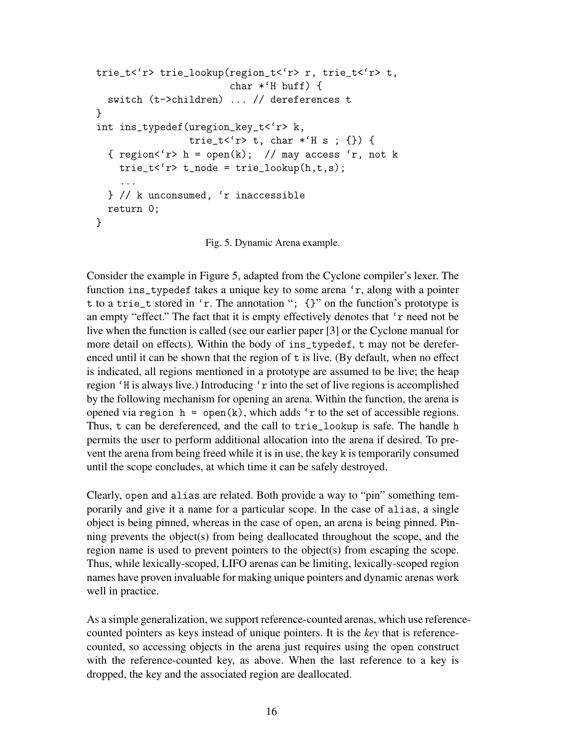```
trie_t<`r> trie_lookup(region_t<`r> r, trie_t<`r> t,
                       char *`H buff) {
  switch (t->children) ... // dereferences t
}
int ins_typedef(uregion_key_t<`r> k,
                trie_t<`r> t, char *`H s ; {}) {
  { region<`r> h = open(k);  // may access `r, not k
    trie_t<`r> t_node = trie_lookup(h,t,s);
    ...
  } // k unconsumed, `r inaccessible
  return 0;
}
```

Fig. 5. Dynamic Arena example.

Consider the example in Figure 5, adapted from the Cyclone compiler's lexer. The function `ins_typedef` takes a unique key to some arena `` `r ``, along with a pointer `t` to a `trie_t` stored in `` `r ``. The annotation "`; {}`" on the function's prototype is an empty "effect." The fact that it is empty effectively denotes that `` `r `` need not be live when the function is called (see our earlier paper [3] or the Cyclone manual for more detail on effects). Within the body of `ins_typedef`, `t` may not be dereferenced until it can be shown that the region of `t` is live. (By default, when no effect is indicated, all regions mentioned in a prototype are assumed to be live; the heap region `` `H `` is always live.) Introducing `` `r `` into the set of live regions is accomplished by the following mechanism for opening an arena. Within the function, the arena is opened via `region h = open(k)`, which adds `` `r `` to the set of accessible regions. Thus, `t` can be dereferenced, and the call to `trie_lookup` is safe. The handle `h` permits the user to perform additional allocation into the arena if desired. To prevent the arena from being freed while it is in use, the key `k` is temporarily consumed until the scope concludes, at which time it can be safely destroyed.

Clearly, `open` and `alias` are related. Both provide a way to "pin" something temporarily and give it a name for a particular scope. In the case of `alias`, a single object is being pinned, whereas in the case of `open`, an arena is being pinned. Pinning prevents the object(s) from being deallocated throughout the scope, and the region name is used to prevent pointers to the object(s) from escaping the scope. Thus, while lexically-scoped, LIFO arenas can be limiting, lexically-scoped region names have proven invaluable for making unique pointers and dynamic arenas work well in practice.

As a simple generalization, we support reference-counted arenas, which use reference-counted pointers as keys instead of unique pointers. It is the *key* that is reference-counted, so accessing objects in the arena just requires using the `open` construct with the reference-counted key, as above. When the last reference to a key is dropped, the key and the associated region are deallocated.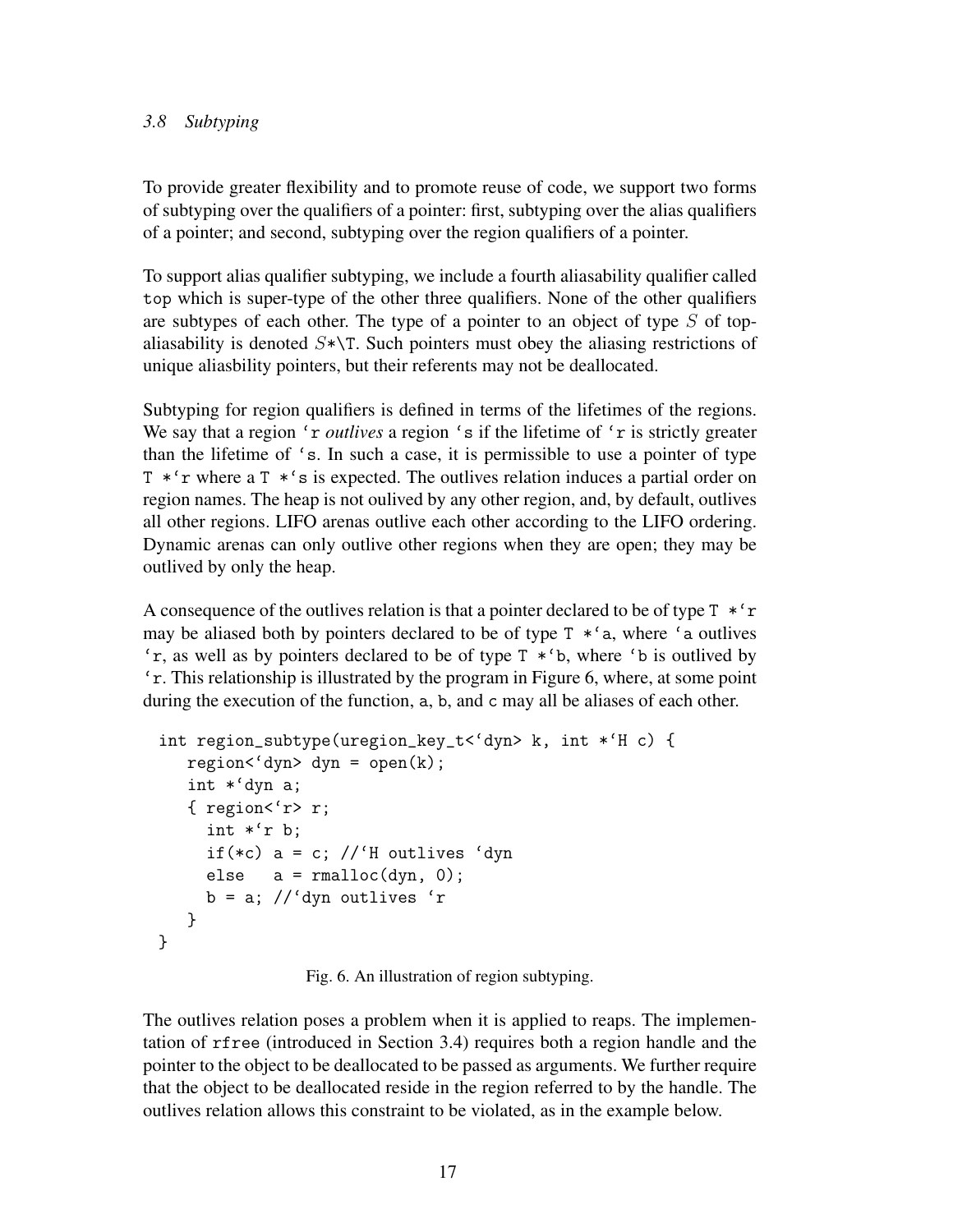### 3.8 Subtyping

To provide greater flexibility and to promote reuse of code, we support two forms of subtyping over the qualifiers of a pointer: first, subtyping over the alias qualifiers of a pointer; and second, subtyping over the region qualifiers of a pointer.

To support alias qualifier subtyping, we include a fourth aliasability qualifier called `top` which is super-type of the other three qualifiers. None of the other qualifiers are subtypes of each other. The type of a pointer to an object of type $S$ of top-aliasability is denoted $S$`*\T`. Such pointers must obey the aliasing restrictions of unique aliasbility pointers, but their referents may not be deallocated.

Subtyping for region qualifiers is defined in terms of the lifetimes of the regions. We say that a region `` `r `` *outlives* a region `` `s `` if the lifetime of `` `r `` is strictly greater than the lifetime of `` `s ``. In such a case, it is permissible to use a pointer of type `` T *`r `` where a `` T *`s `` is expected. The outlives relation induces a partial order on region names. The heap is not oulived by any other region, and, by default, outlives all other regions. LIFO arenas outlive each other according to the LIFO ordering. Dynamic arenas can only outlive other regions when they are open; they may be outlived by only the heap.

A consequence of the outlives relation is that a pointer declared to be of type `` T *`r `` may be aliased both by pointers declared to be of type `` T *`a ``, where `` `a `` outlives `` `r ``, as well as by pointers declared to be of type `` T *`b ``, where `` `b `` is outlived by `` `r ``. This relationship is illustrated by the program in Figure 6, where, at some point during the execution of the function, `a`, `b`, and `c` may all be aliases of each other.

```
int region_subtype(uregion_key_t<`dyn> k, int *`H c) {
   region<`dyn> dyn = open(k);
   int *`dyn a;
   { region<`r> r;
     int *`r b;
     if(*c) a = c; //`H outlives `dyn
     else   a = rmalloc(dyn, 0);
     b = a; //`dyn outlives `r
   }
}
```

Fig. 6. An illustration of region subtyping.

The outlives relation poses a problem when it is applied to reaps. The implementation of `rfree` (introduced in Section 3.4) requires both a region handle and the pointer to the object to be deallocated to be passed as arguments. We further require that the object to be deallocated reside in the region referred to by the handle. The outlives relation allows this constraint to be violated, as in the example below.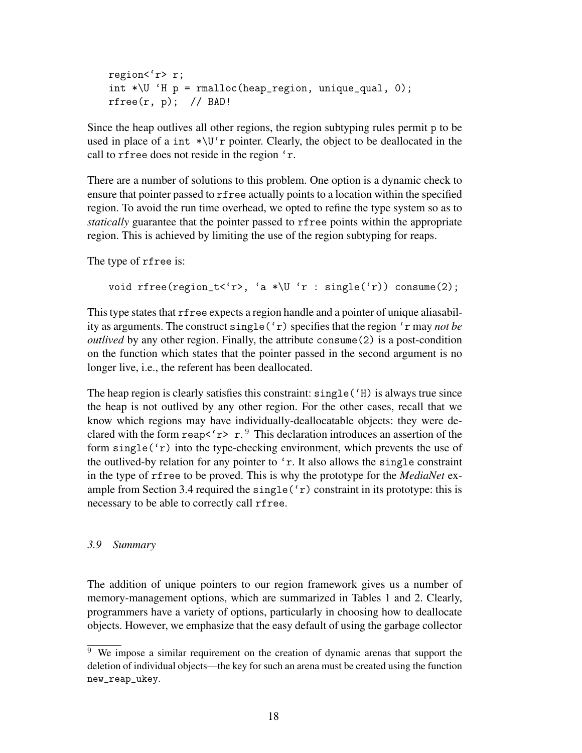```
region<`r> r;
int *\U `H p = rmalloc(heap_region, unique_qual, 0);
rfree(r, p);  // BAD!
```

Since the heap outlives all other regions, the region subtyping rules permit p to be used in place of a `int *\U`r` pointer. Clearly, the object to be deallocated in the call to `rfree` does not reside in the region `` `r ``.

There are a number of solutions to this problem. One option is a dynamic check to ensure that pointer passed to `rfree` actually points to a location within the specified region. To avoid the run time overhead, we opted to refine the type system so as to *statically* guarantee that the pointer passed to `rfree` points within the appropriate region. This is achieved by limiting the use of the region subtyping for reaps.

The type of `rfree` is:

```
void rfree(region_t<`r>, `a *\U `r : single(`r)) consume(2);
```

This type states that `rfree` expects a region handle and a pointer of unique aliasability as arguments. The construct `` single(`r) `` specifies that the region `` `r `` may *not be outlived* by any other region. Finally, the attribute `consume(2)` is a post-condition on the function which states that the pointer passed in the second argument is no longer live, i.e., the referent has been deallocated.

The heap region is clearly satisfies this constraint: `` single(`H) `` is always true since the heap is not outlived by any other region. For the other cases, recall that we know which regions may have individually-deallocatable objects: they were declared with the form `` reap<`r> r ``.[9] This declaration introduces an assertion of the form `` single(`r) `` into the type-checking environment, which prevents the use of the outlived-by relation for any pointer to `` `r ``. It also allows the `single` constraint in the type of `rfree` to be proved. This is why the prototype for the *MediaNet* example from Section 3.4 required the `` single(`r) `` constraint in its prototype: this is necessary to be able to correctly call `rfree`.

### 3.9 Summary

The addition of unique pointers to our region framework gives us a number of memory-management options, which are summarized in Tables 1 and 2. Clearly, programmers have a variety of options, particularly in choosing how to deallocate objects. However, we emphasize that the easy default of using the garbage collector

[9] We impose a similar requirement on the creation of dynamic arenas that support the deletion of individual objects—the key for such an arena must be created using the function `new_reap_ukey`.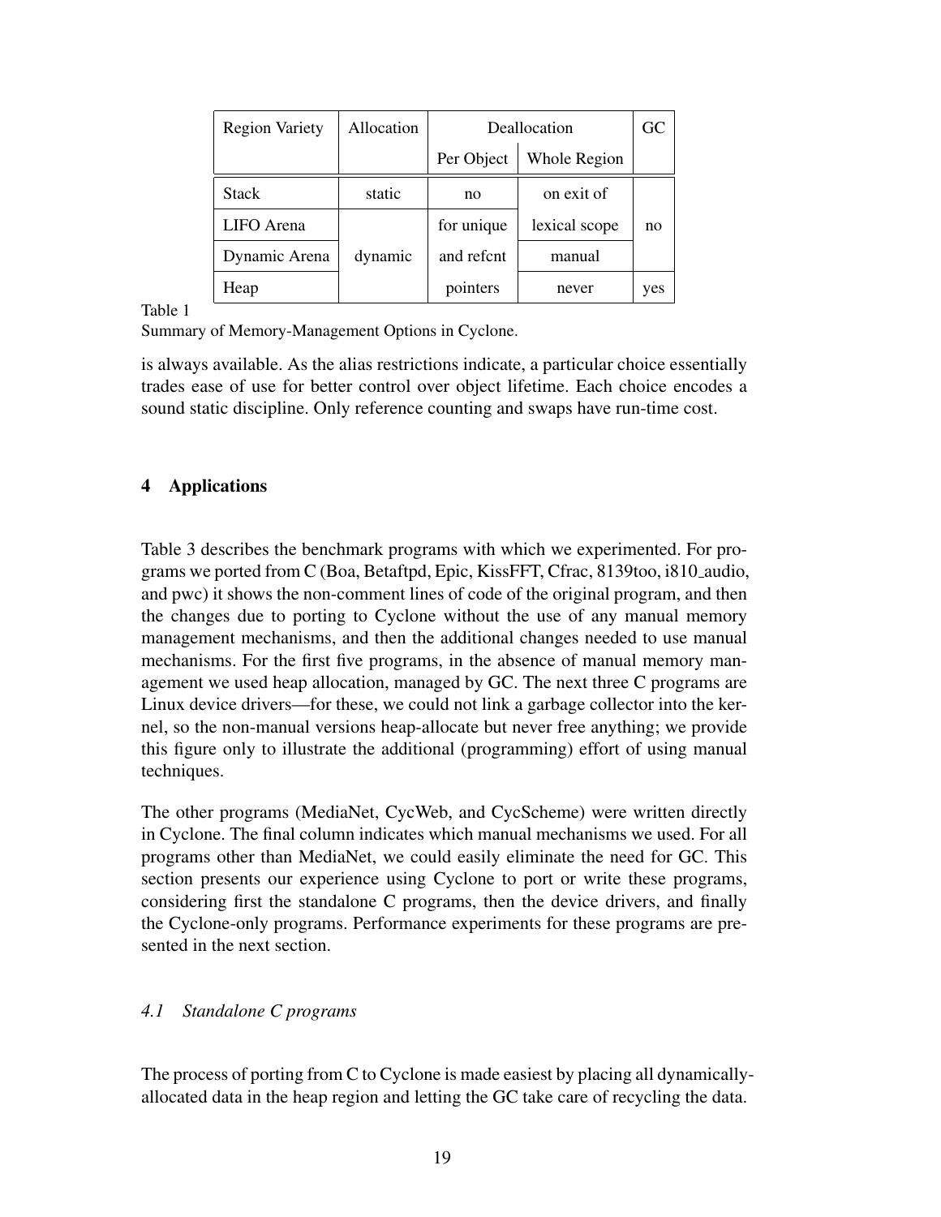| Region Variety | Allocation | Deallocation | | GC |
|---|---|---|---|---|
| | | Per Object | Whole Region | |
| Stack | static | no | on exit of lexical scope | no |
| LIFO Arena | dynamic | for unique and refcnt pointers | on exit of lexical scope | no |
| Dynamic Arena | dynamic | for unique and refcnt pointers | manual | no |
| Heap | dynamic | for unique and refcnt pointers | never | yes |

Table 1
Summary of Memory-Management Options in Cyclone.

is always available. As the alias restrictions indicate, a particular choice essentially trades ease of use for better control over object lifetime. Each choice encodes a sound static discipline. Only reference counting and swaps have run-time cost.

## 4 Applications

Table 3 describes the benchmark programs with which we experimented. For programs we ported from C (Boa, Betaftpd, Epic, KissFFT, Cfrac, 8139too, i810_audio, and pwc) it shows the non-comment lines of code of the original program, and then the changes due to porting to Cyclone without the use of any manual memory management mechanisms, and then the additional changes needed to use manual mechanisms. For the first five programs, in the absence of manual memory management we used heap allocation, managed by GC. The next three C programs are Linux device drivers—for these, we could not link a garbage collector into the kernel, so the non-manual versions heap-allocate but never free anything; we provide this figure only to illustrate the additional (programming) effort of using manual techniques.

The other programs (MediaNet, CycWeb, and CycScheme) were written directly in Cyclone. The final column indicates which manual mechanisms we used. For all programs other than MediaNet, we could easily eliminate the need for GC. This section presents our experience using Cyclone to port or write these programs, considering first the standalone C programs, then the device drivers, and finally the Cyclone-only programs. Performance experiments for these programs are presented in the next section.

### *4.1 Standalone C programs*

The process of porting from C to Cyclone is made easiest by placing all dynamically-allocated data in the heap region and letting the GC take care of recycling the data.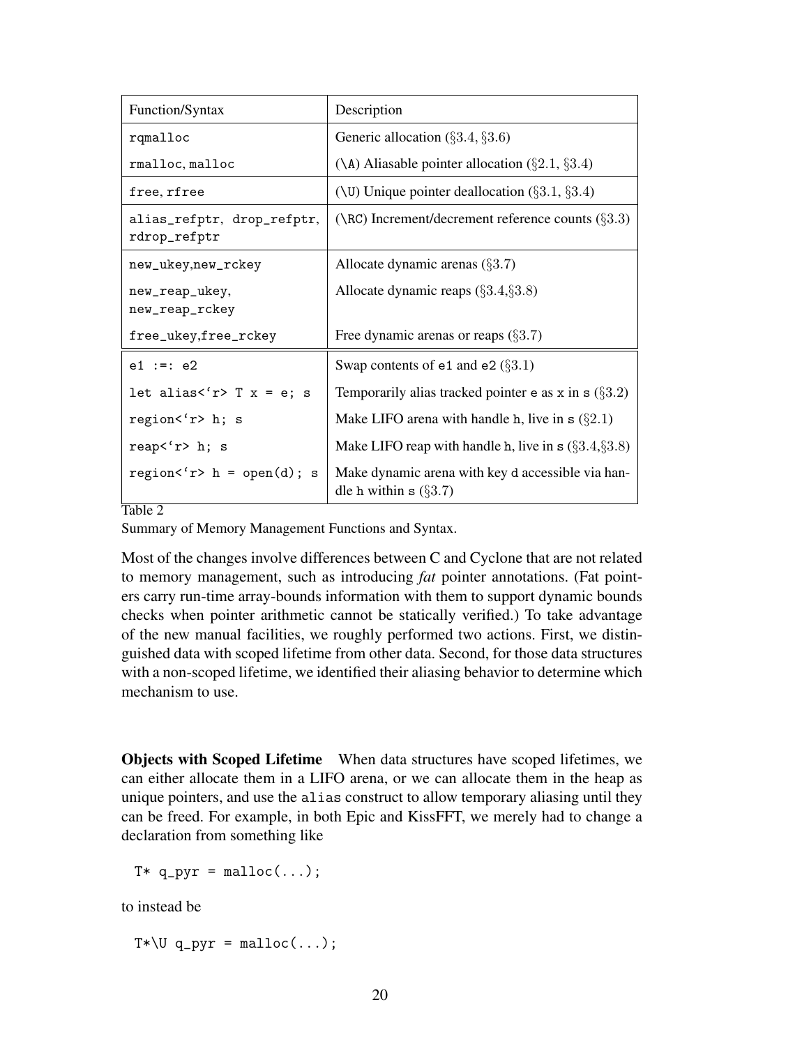| Function/Syntax | Description |
| --- | --- |
| `rqmalloc` | Generic allocation (§3.4, §3.6) |
| `rmalloc`, `malloc` | (`\A`) Aliasable pointer allocation (§2.1, §3.4) |
| `free`, `rfree` | (`\U`) Unique pointer deallocation (§3.1, §3.4) |
| `alias_refptr`, `drop_refptr`, `rdrop_refptr` | (`\RC`) Increment/decrement reference counts (§3.3) |
| `new_ukey`,`new_rckey` | Allocate dynamic arenas (§3.7) |
| `new_reap_ukey`, `new_reap_rckey` | Allocate dynamic reaps (§3.4,§3.8) |
| `free_ukey`,`free_rckey` | Free dynamic arenas or reaps (§3.7) |
| `e1 :=: e2` | Swap contents of `e1` and `e2` (§3.1) |
| ``let alias<`r> T x = e; s`` | Temporarily alias tracked pointer `e` as `x` in `s` (§3.2) |
| ``region<`r> h; s`` | Make LIFO arena with handle `h`, live in `s` (§2.1) |
| ``reap<`r> h; s`` | Make LIFO reap with handle `h`, live in `s` (§3.4,§3.8) |
| ``region<`r> h = open(d); s`` | Make dynamic arena with key `d` accessible via handle `h` within `s` (§3.7) |

Table 2

Summary of Memory Management Functions and Syntax.

Most of the changes involve differences between C and Cyclone that are not related to memory management, such as introducing *fat* pointer annotations. (Fat pointers carry run-time array-bounds information with them to support dynamic bounds checks when pointer arithmetic cannot be statically verified.) To take advantage of the new manual facilities, we roughly performed two actions. First, we distinguished data with scoped lifetime from other data. Second, for those data structures with a non-scoped lifetime, we identified their aliasing behavior to determine which mechanism to use.

**Objects with Scoped Lifetime** When data structures have scoped lifetimes, we can either allocate them in a LIFO arena, or we can allocate them in the heap as unique pointers, and use the `alias` construct to allow temporary aliasing until they can be freed. For example, in both Epic and KissFFT, we merely had to change a declaration from something like

```
T* q_pyr = malloc(...);
```

to instead be

```
T*\U q_pyr = malloc(...);
```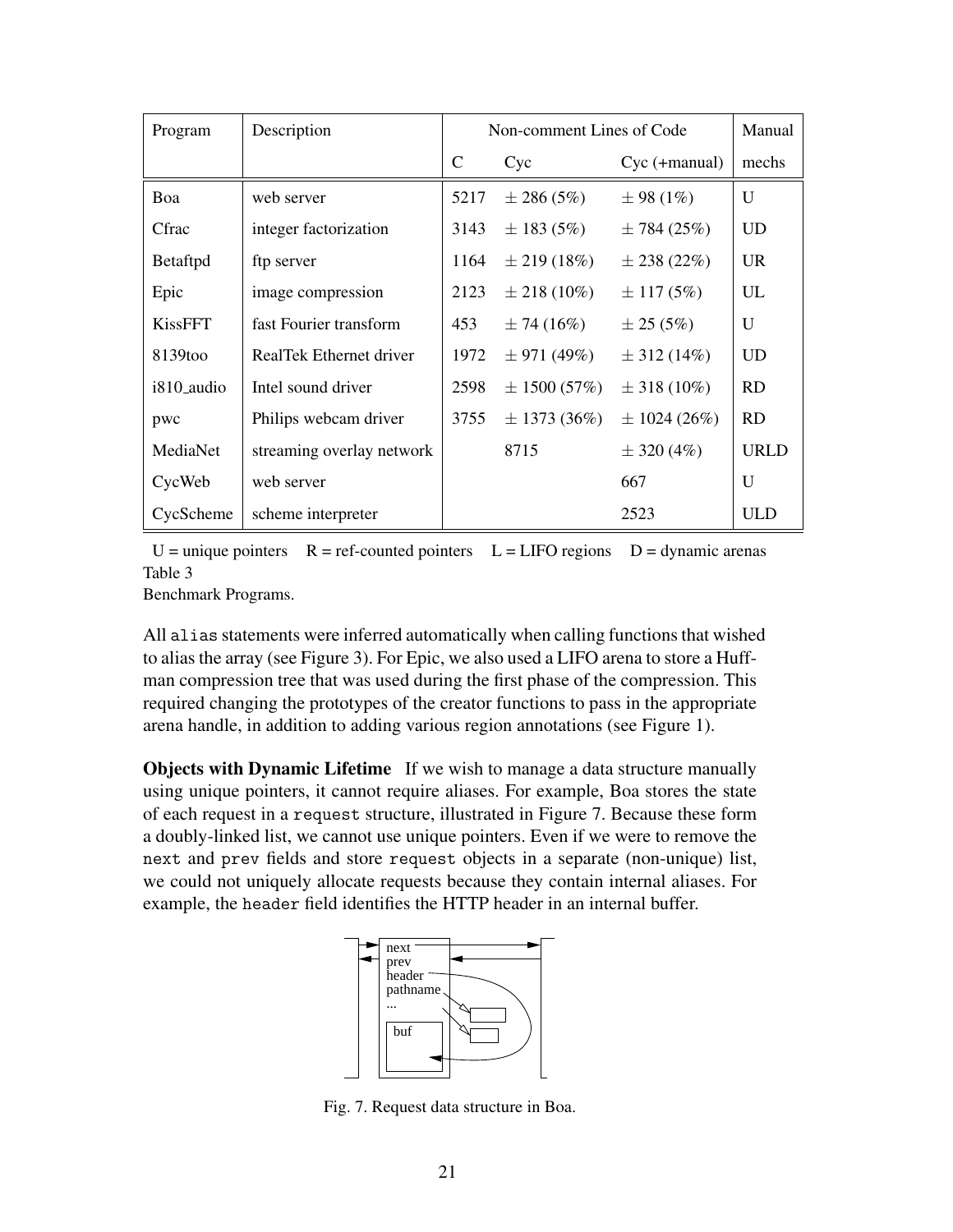| Program | Description | Non-comment Lines of Code | | | Manual |
|---|---|---|---|---|---|
| | | C | Cyc | Cyc (+manual) | mechs |
| Boa | web server | 5217 | ± 286 (5%) | ± 98 (1%) | U |
| Cfrac | integer factorization | 3143 | ± 183 (5%) | ± 784 (25%) | UD |
| Betaftpd | ftp server | 1164 | ± 219 (18%) | ± 238 (22%) | UR |
| Epic | image compression | 2123 | ± 218 (10%) | ± 117 (5%) | UL |
| KissFFT | fast Fourier transform | 453 | ± 74 (16%) | ± 25 (5%) | U |
| 8139too | RealTek Ethernet driver | 1972 | ± 971 (49%) | ± 312 (14%) | UD |
| i810_audio | Intel sound driver | 2598 | ± 1500 (57%) | ± 318 (10%) | RD |
| pwc | Philips webcam driver | 3755 | ± 1373 (36%) | ± 1024 (26%) | RD |
| MediaNet | streaming overlay network | | 8715 | ± 320 (4%) | URLD |
| CycWeb | web server | | | 667 | U |
| CycScheme | scheme interpreter | | | 2523 | ULD |

U = unique pointers R = ref-counted pointers L = LIFO regions D = dynamic arenas

Table 3
Benchmark Programs.

All `alias` statements were inferred automatically when calling functions that wished to alias the array (see Figure 3). For Epic, we also used a LIFO arena to store a Huffman compression tree that was used during the first phase of the compression. This required changing the prototypes of the creator functions to pass in the appropriate arena handle, in addition to adding various region annotations (see Figure 1).

**Objects with Dynamic Lifetime** If we wish to manage a data structure manually using unique pointers, it cannot require aliases. For example, Boa stores the state of each request in a `request` structure, illustrated in Figure 7. Because these form a doubly-linked list, we cannot use unique pointers. Even if we were to remove the `next` and `prev` fields and store `request` objects in a separate (non-unique) list, we could not uniquely allocate requests because they contain internal aliases. For example, the `header` field identifies the HTTP header in an internal buffer.

Fig. 7. Request data structure in Boa.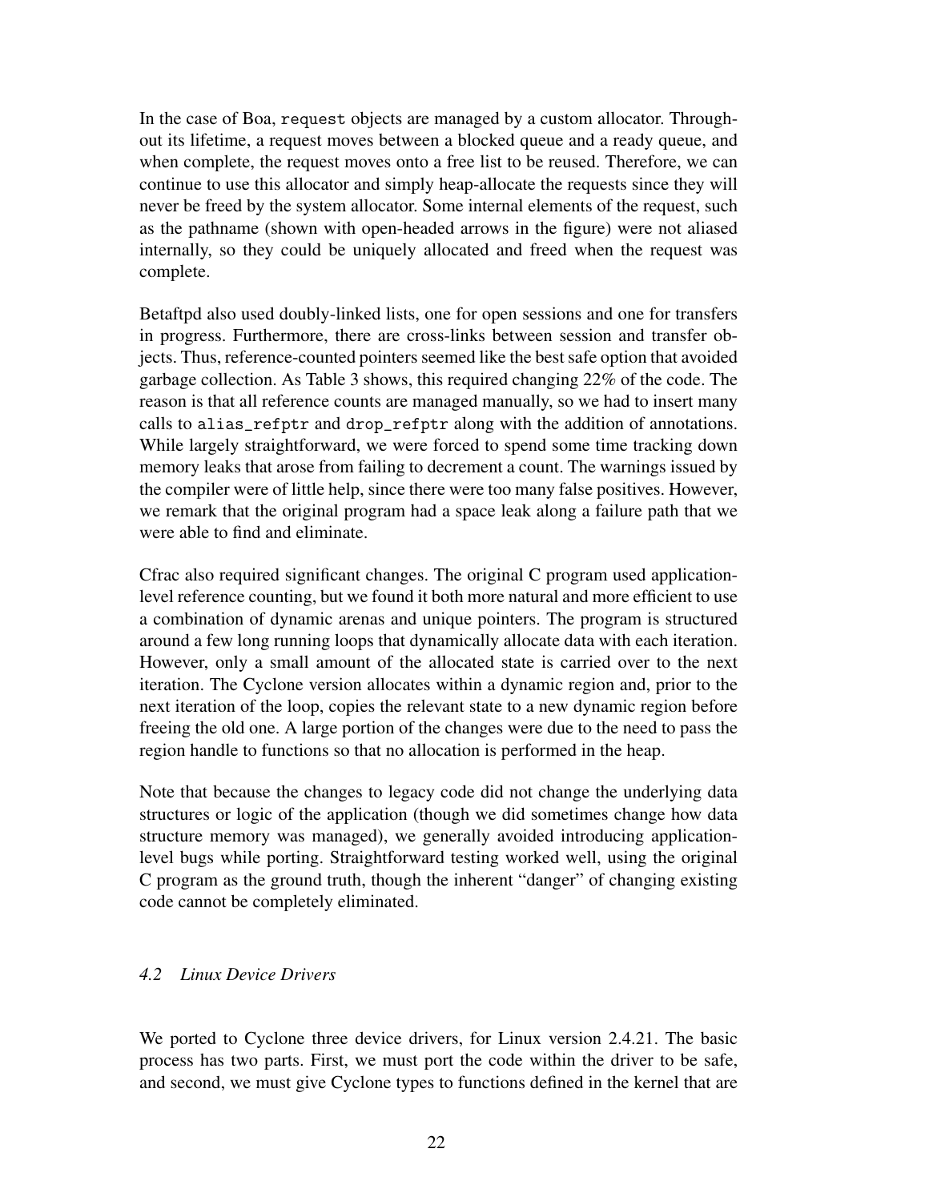In the case of Boa, `request` objects are managed by a custom allocator. Throughout its lifetime, a request moves between a blocked queue and a ready queue, and when complete, the request moves onto a free list to be reused. Therefore, we can continue to use this allocator and simply heap-allocate the requests since they will never be freed by the system allocator. Some internal elements of the request, such as the pathname (shown with open-headed arrows in the figure) were not aliased internally, so they could be uniquely allocated and freed when the request was complete.

Betaftpd also used doubly-linked lists, one for open sessions and one for transfers in progress. Furthermore, there are cross-links between session and transfer objects. Thus, reference-counted pointers seemed like the best safe option that avoided garbage collection. As Table 3 shows, this required changing 22% of the code. The reason is that all reference counts are managed manually, so we had to insert many calls to `alias_refptr` and `drop_refptr` along with the addition of annotations. While largely straightforward, we were forced to spend some time tracking down memory leaks that arose from failing to decrement a count. The warnings issued by the compiler were of little help, since there were too many false positives. However, we remark that the original program had a space leak along a failure path that we were able to find and eliminate.

Cfrac also required significant changes. The original C program used application-level reference counting, but we found it both more natural and more efficient to use a combination of dynamic arenas and unique pointers. The program is structured around a few long running loops that dynamically allocate data with each iteration. However, only a small amount of the allocated state is carried over to the next iteration. The Cyclone version allocates within a dynamic region and, prior to the next iteration of the loop, copies the relevant state to a new dynamic region before freeing the old one. A large portion of the changes were due to the need to pass the region handle to functions so that no allocation is performed in the heap.

Note that because the changes to legacy code did not change the underlying data structures or logic of the application (though we did sometimes change how data structure memory was managed), we generally avoided introducing application-level bugs while porting. Straightforward testing worked well, using the original C program as the ground truth, though the inherent "danger" of changing existing code cannot be completely eliminated.

### *4.2 Linux Device Drivers*

We ported to Cyclone three device drivers, for Linux version 2.4.21. The basic process has two parts. First, we must port the code within the driver to be safe, and second, we must give Cyclone types to functions defined in the kernel that are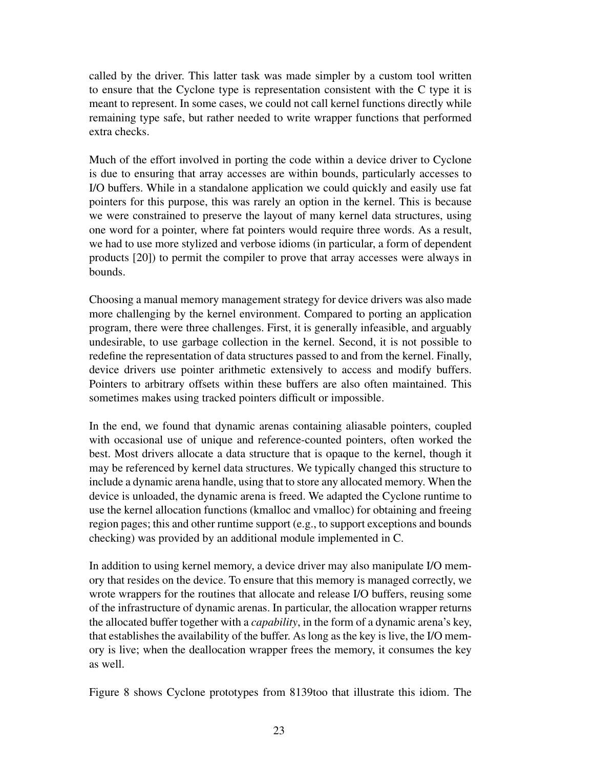called by the driver. This latter task was made simpler by a custom tool written to ensure that the Cyclone type is representation consistent with the C type it is meant to represent. In some cases, we could not call kernel functions directly while remaining type safe, but rather needed to write wrapper functions that performed extra checks.

Much of the effort involved in porting the code within a device driver to Cyclone is due to ensuring that array accesses are within bounds, particularly accesses to I/O buffers. While in a standalone application we could quickly and easily use fat pointers for this purpose, this was rarely an option in the kernel. This is because we were constrained to preserve the layout of many kernel data structures, using one word for a pointer, where fat pointers would require three words. As a result, we had to use more stylized and verbose idioms (in particular, a form of dependent products [20]) to permit the compiler to prove that array accesses were always in bounds.

Choosing a manual memory management strategy for device drivers was also made more challenging by the kernel environment. Compared to porting an application program, there were three challenges. First, it is generally infeasible, and arguably undesirable, to use garbage collection in the kernel. Second, it is not possible to redefine the representation of data structures passed to and from the kernel. Finally, device drivers use pointer arithmetic extensively to access and modify buffers. Pointers to arbitrary offsets within these buffers are also often maintained. This sometimes makes using tracked pointers difficult or impossible.

In the end, we found that dynamic arenas containing aliasable pointers, coupled with occasional use of unique and reference-counted pointers, often worked the best. Most drivers allocate a data structure that is opaque to the kernel, though it may be referenced by kernel data structures. We typically changed this structure to include a dynamic arena handle, using that to store any allocated memory. When the device is unloaded, the dynamic arena is freed. We adapted the Cyclone runtime to use the kernel allocation functions (kmalloc and vmalloc) for obtaining and freeing region pages; this and other runtime support (e.g., to support exceptions and bounds checking) was provided by an additional module implemented in C.

In addition to using kernel memory, a device driver may also manipulate I/O memory that resides on the device. To ensure that this memory is managed correctly, we wrote wrappers for the routines that allocate and release I/O buffers, reusing some of the infrastructure of dynamic arenas. In particular, the allocation wrapper returns the allocated buffer together with a *capability*, in the form of a dynamic arena's key, that establishes the availability of the buffer. As long as the key is live, the I/O memory is live; when the deallocation wrapper frees the memory, it consumes the key as well.

Figure 8 shows Cyclone prototypes from 8139too that illustrate this idiom. The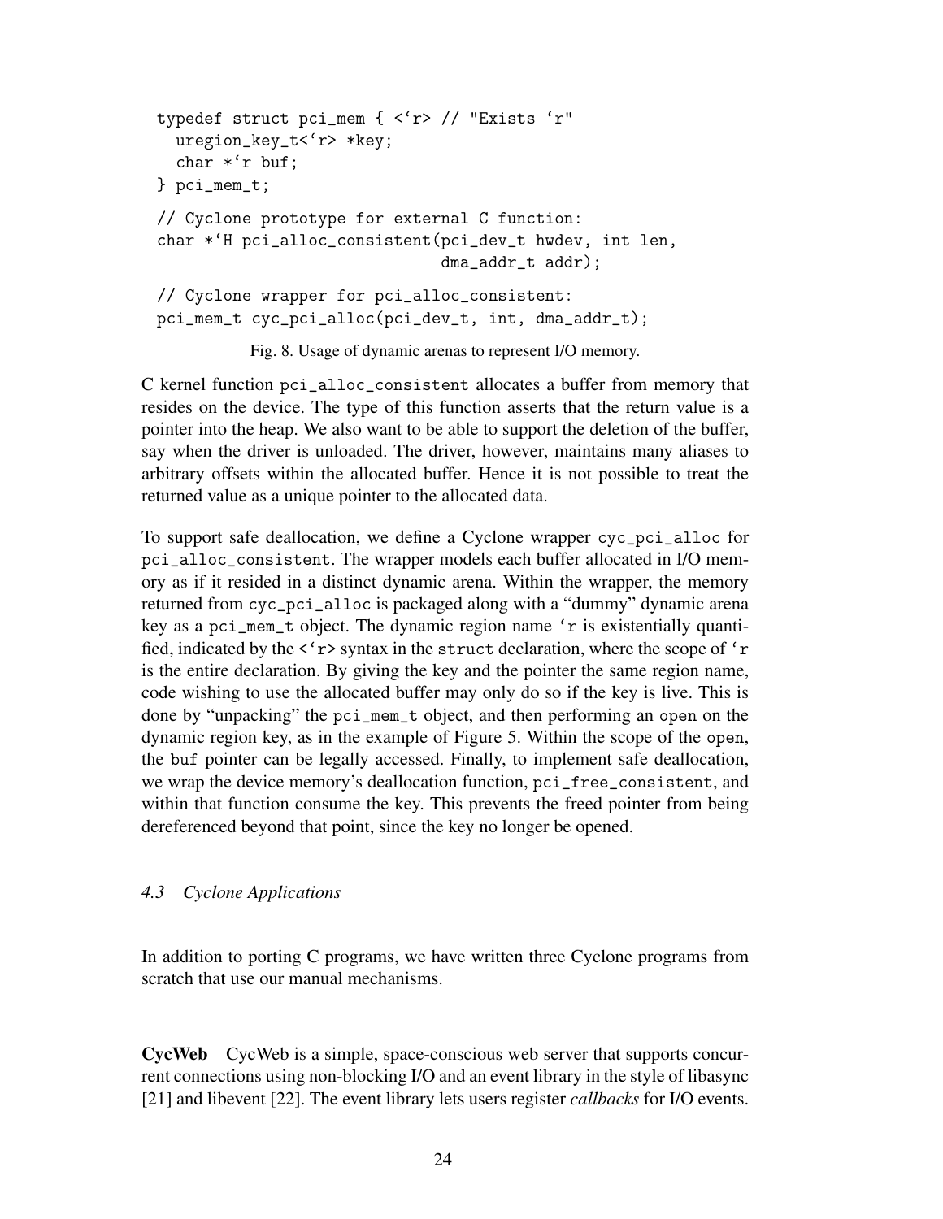```
typedef struct pci_mem { <`r> // "Exists `r"
  uregion_key_t<`r> *key;
  char *`r buf;
} pci_mem_t;

// Cyclone prototype for external C function:
char *`H pci_alloc_consistent(pci_dev_t hwdev, int len,
                             dma_addr_t addr);

// Cyclone wrapper for pci_alloc_consistent:
pci_mem_t cyc_pci_alloc(pci_dev_t, int, dma_addr_t);
```

Fig. 8. Usage of dynamic arenas to represent I/O memory.

C kernel function `pci_alloc_consistent` allocates a buffer from memory that resides on the device. The type of this function asserts that the return value is a pointer into the heap. We also want to be able to support the deletion of the buffer, say when the driver is unloaded. The driver, however, maintains many aliases to arbitrary offsets within the allocated buffer. Hence it is not possible to treat the returned value as a unique pointer to the allocated data.

To support safe deallocation, we define a Cyclone wrapper `cyc_pci_alloc` for `pci_alloc_consistent`. The wrapper models each buffer allocated in I/O memory as if it resided in a distinct dynamic arena. Within the wrapper, the memory returned from `cyc_pci_alloc` is packaged along with a "dummy" dynamic arena key as a `pci_mem_t` object. The dynamic region name `` `r `` is existentially quantified, indicated by the `` <`r> `` syntax in the `struct` declaration, where the scope of `` `r `` is the entire declaration. By giving the key and the pointer the same region name, code wishing to use the allocated buffer may only do so if the key is live. This is done by "unpacking" the `pci_mem_t` object, and then performing an `open` on the dynamic region key, as in the example of Figure 5. Within the scope of the `open`, the `buf` pointer can be legally accessed. Finally, to implement safe deallocation, we wrap the device memory's deallocation function, `pci_free_consistent`, and within that function consume the key. This prevents the freed pointer from being dereferenced beyond that point, since the key no longer be opened.

### *4.3 Cyclone Applications*

In addition to porting C programs, we have written three Cyclone programs from scratch that use our manual mechanisms.

**CycWeb** CycWeb is a simple, space-conscious web server that supports concurrent connections using non-blocking I/O and an event library in the style of libasync [21] and libevent [22]. The event library lets users register *callbacks* for I/O events.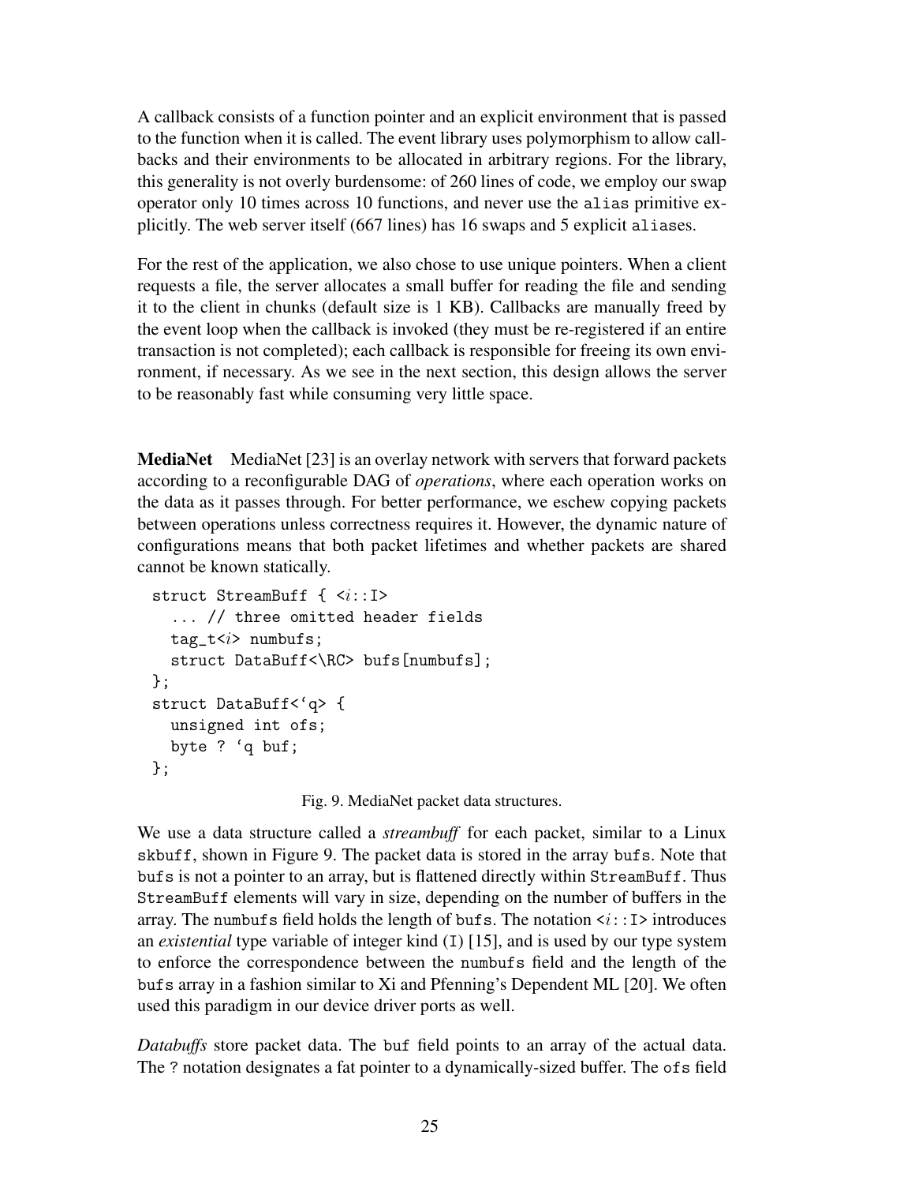A callback consists of a function pointer and an explicit environment that is passed to the function when it is called. The event library uses polymorphism to allow callbacks and their environments to be allocated in arbitrary regions. For the library, this generality is not overly burdensome: of 260 lines of code, we employ our swap operator only 10 times across 10 functions, and never use the `alias` primitive explicitly. The web server itself (667 lines) has 16 swaps and 5 explicit `alias`es.

For the rest of the application, we also chose to use unique pointers. When a client requests a file, the server allocates a small buffer for reading the file and sending it to the client in chunks (default size is 1 KB). Callbacks are manually freed by the event loop when the callback is invoked (they must be re-registered if an entire transaction is not completed); each callback is responsible for freeing its own environment, if necessary. As we see in the next section, this design allows the server to be reasonably fast while consuming very little space.

**MediaNet** MediaNet [23] is an overlay network with servers that forward packets according to a reconfigurable DAG of *operations*, where each operation works on the data as it passes through. For better performance, we eschew copying packets between operations unless correctness requires it. However, the dynamic nature of configurations means that both packet lifetimes and whether packets are shared cannot be known statically.

```
struct StreamBuff { <i::I>
  ... // three omitted header fields
  tag_t<i> numbufs;
  struct DataBuff<\RC> bufs[numbufs];
};
struct DataBuff<`q> {
  unsigned int ofs;
  byte ? `q buf;
};
```

Fig. 9. MediaNet packet data structures.

We use a data structure called a *streambuff* for each packet, similar to a Linux `skbuff`, shown in Figure 9. The packet data is stored in the array `bufs`. Note that `bufs` is not a pointer to an array, but is flattened directly within `StreamBuff`. Thus `StreamBuff` elements will vary in size, depending on the number of buffers in the array. The `numbufs` field holds the length of `bufs`. The notation `<i::I>` introduces an *existential* type variable of integer kind (`I`) [15], and is used by our type system to enforce the correspondence between the `numbufs` field and the length of the `bufs` array in a fashion similar to Xi and Pfenning's Dependent ML [20]. We often used this paradigm in our device driver ports as well.

*Databuffs* store packet data. The `buf` field points to an array of the actual data. The `?` notation designates a fat pointer to a dynamically-sized buffer. The `ofs` field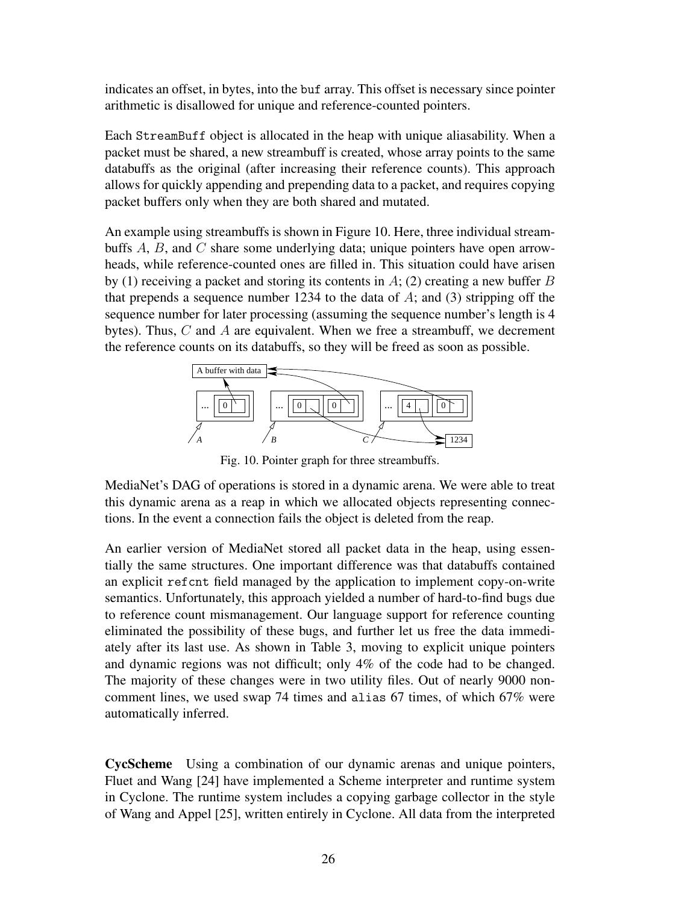indicates an offset, in bytes, into the `buf` array. This offset is necessary since pointer arithmetic is disallowed for unique and reference-counted pointers.

Each `StreamBuff` object is allocated in the heap with unique aliasability. When a packet must be shared, a new streambuff is created, whose array points to the same databuffs as the original (after increasing their reference counts). This approach allows for quickly appending and prepending data to a packet, and requires copying packet buffers only when they are both shared and mutated.

An example using streambuffs is shown in Figure 10. Here, three individual streambuffs $A$, $B$, and $C$ share some underlying data; unique pointers have open arrowheads, while reference-counted ones are filled in. This situation could have arisen by (1) receiving a packet and storing its contents in $A$; (2) creating a new buffer $B$ that prepends a sequence number 1234 to the data of $A$; and (3) stripping off the sequence number for later processing (assuming the sequence number's length is 4 bytes). Thus, $C$ and $A$ are equivalent. When we free a streambuff, we decrement the reference counts on its databuffs, so they will be freed as soon as possible.

Fig. 10. Pointer graph for three streambuffs.

MediaNet's DAG of operations is stored in a dynamic arena. We were able to treat this dynamic arena as a reap in which we allocated objects representing connections. In the event a connection fails the object is deleted from the reap.

An earlier version of MediaNet stored all packet data in the heap, using essentially the same structures. One important difference was that databuffs contained an explicit `refcnt` field managed by the application to implement copy-on-write semantics. Unfortunately, this approach yielded a number of hard-to-find bugs due to reference count mismanagement. Our language support for reference counting eliminated the possibility of these bugs, and further let us free the data immediately after its last use. As shown in Table 3, moving to explicit unique pointers and dynamic regions was not difficult; only 4% of the code had to be changed. The majority of these changes were in two utility files. Out of nearly 9000 non-comment lines, we used swap 74 times and `alias` 67 times, of which 67% were automatically inferred.

**CycScheme** Using a combination of our dynamic arenas and unique pointers, Fluet and Wang [24] have implemented a Scheme interpreter and runtime system in Cyclone. The runtime system includes a copying garbage collector in the style of Wang and Appel [25], written entirely in Cyclone. All data from the interpreted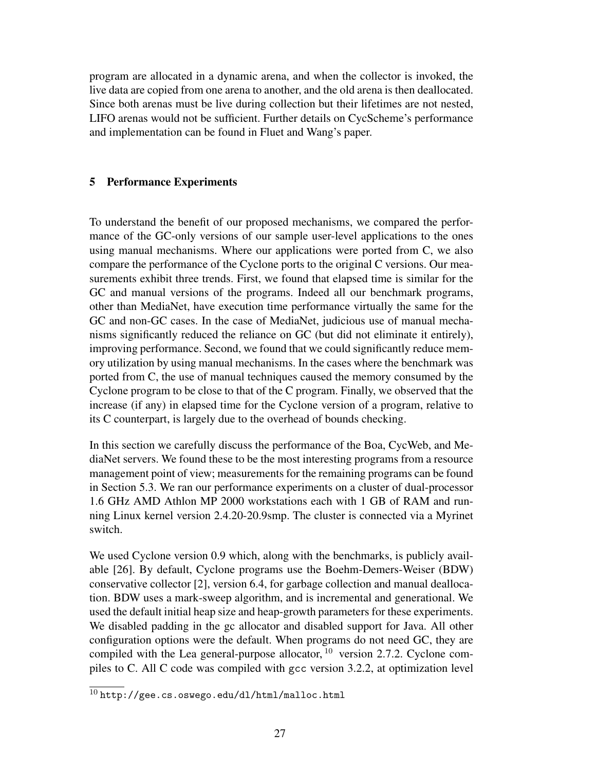program are allocated in a dynamic arena, and when the collector is invoked, the live data are copied from one arena to another, and the old arena is then deallocated. Since both arenas must be live during collection but their lifetimes are not nested, LIFO arenas would not be sufficient. Further details on CycScheme's performance and implementation can be found in Fluet and Wang's paper.

## 5 Performance Experiments

To understand the benefit of our proposed mechanisms, we compared the performance of the GC-only versions of our sample user-level applications to the ones using manual mechanisms. Where our applications were ported from C, we also compare the performance of the Cyclone ports to the original C versions. Our measurements exhibit three trends. First, we found that elapsed time is similar for the GC and manual versions of the programs. Indeed all our benchmark programs, other than MediaNet, have execution time performance virtually the same for the GC and non-GC cases. In the case of MediaNet, judicious use of manual mechanisms significantly reduced the reliance on GC (but did not eliminate it entirely), improving performance. Second, we found that we could significantly reduce memory utilization by using manual mechanisms. In the cases where the benchmark was ported from C, the use of manual techniques caused the memory consumed by the Cyclone program to be close to that of the C program. Finally, we observed that the increase (if any) in elapsed time for the Cyclone version of a program, relative to its C counterpart, is largely due to the overhead of bounds checking.

In this section we carefully discuss the performance of the Boa, CycWeb, and MediaNet servers. We found these to be the most interesting programs from a resource management point of view; measurements for the remaining programs can be found in Section 5.3. We ran our performance experiments on a cluster of dual-processor 1.6 GHz AMD Athlon MP 2000 workstations each with 1 GB of RAM and running Linux kernel version 2.4.20-20.9smp. The cluster is connected via a Myrinet switch.

We used Cyclone version 0.9 which, along with the benchmarks, is publicly available [26]. By default, Cyclone programs use the Boehm-Demers-Weiser (BDW) conservative collector [2], version 6.4, for garbage collection and manual deallocation. BDW uses a mark-sweep algorithm, and is incremental and generational. We used the default initial heap size and heap-growth parameters for these experiments. We disabled padding in the gc allocator and disabled support for Java. All other configuration options were the default. When programs do not need GC, they are compiled with the Lea general-purpose allocator, [10] version 2.7.2. Cyclone compiles to C. All C code was compiled with gcc version 3.2.2, at optimization level

[10] http://gee.cs.oswego.edu/dl/html/malloc.html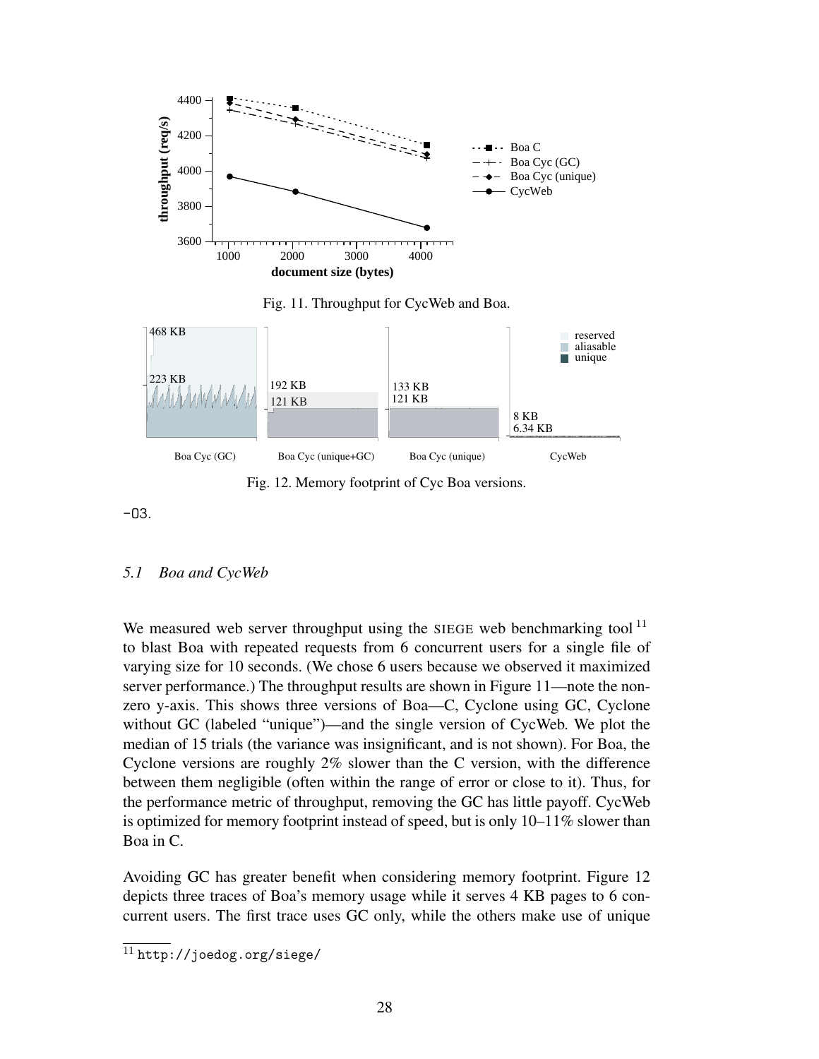Fig. 11. Throughput for CycWeb and Boa.

Fig. 12. Memory footprint of Cyc Boa versions.

-O3.

### 5.1 Boa and CycWeb

We measured web server throughput using the SIEGE web benchmarking tool [11] to blast Boa with repeated requests from 6 concurrent users for a single file of varying size for 10 seconds. (We chose 6 users because we observed it maximized server performance.) The throughput results are shown in Figure 11—note the non-zero y-axis. This shows three versions of Boa—C, Cyclone using GC, Cyclone without GC (labeled "unique")—and the single version of CycWeb. We plot the median of 15 trials (the variance was insignificant, and is not shown). For Boa, the Cyclone versions are roughly 2% slower than the C version, with the difference between them negligible (often within the range of error or close to it). Thus, for the performance metric of throughput, removing the GC has little payoff. CycWeb is optimized for memory footprint instead of speed, but is only 10–11% slower than Boa in C.

Avoiding GC has greater benefit when considering memory footprint. Figure 12 depicts three traces of Boa's memory usage while it serves 4 KB pages to 6 concurrent users. The first trace uses GC only, while the others make use of unique

[11] `http://joedog.org/siege/`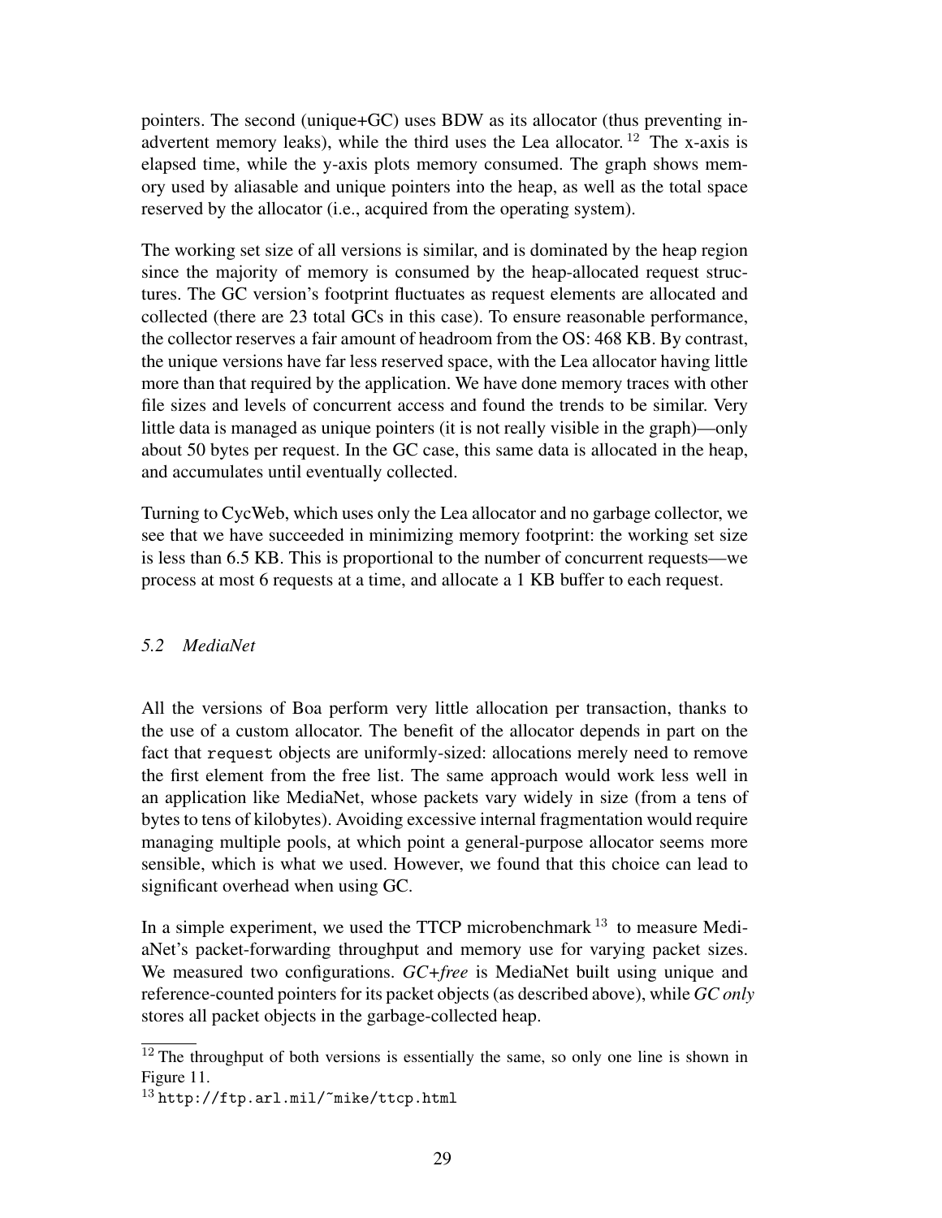pointers. The second (unique+GC) uses BDW as its allocator (thus preventing inadvertent memory leaks), while the third uses the Lea allocator. [12] The x-axis is elapsed time, while the y-axis plots memory consumed. The graph shows memory used by aliasable and unique pointers into the heap, as well as the total space reserved by the allocator (i.e., acquired from the operating system).

The working set size of all versions is similar, and is dominated by the heap region since the majority of memory is consumed by the heap-allocated request structures. The GC version's footprint fluctuates as request elements are allocated and collected (there are 23 total GCs in this case). To ensure reasonable performance, the collector reserves a fair amount of headroom from the OS: 468 KB. By contrast, the unique versions have far less reserved space, with the Lea allocator having little more than that required by the application. We have done memory traces with other file sizes and levels of concurrent access and found the trends to be similar. Very little data is managed as unique pointers (it is not really visible in the graph)—only about 50 bytes per request. In the GC case, this same data is allocated in the heap, and accumulates until eventually collected.

Turning to CycWeb, which uses only the Lea allocator and no garbage collector, we see that we have succeeded in minimizing memory footprint: the working set size is less than 6.5 KB. This is proportional to the number of concurrent requests—we process at most 6 requests at a time, and allocate a 1 KB buffer to each request.

### *5.2 MediaNet*

All the versions of Boa perform very little allocation per transaction, thanks to the use of a custom allocator. The benefit of the allocator depends in part on the fact that `request` objects are uniformly-sized: allocations merely need to remove the first element from the free list. The same approach would work less well in an application like MediaNet, whose packets vary widely in size (from a tens of bytes to tens of kilobytes). Avoiding excessive internal fragmentation would require managing multiple pools, at which point a general-purpose allocator seems more sensible, which is what we used. However, we found that this choice can lead to significant overhead when using GC.

In a simple experiment, we used the TTCP microbenchmark [13] to measure MediaNet's packet-forwarding throughput and memory use for varying packet sizes. We measured two configurations. *GC+free* is MediaNet built using unique and reference-counted pointers for its packet objects (as described above), while *GC only* stores all packet objects in the garbage-collected heap.

---

[12] The throughput of both versions is essentially the same, so only one line is shown in Figure 11.

[13] `http://ftp.arl.mil/~mike/ttcp.html`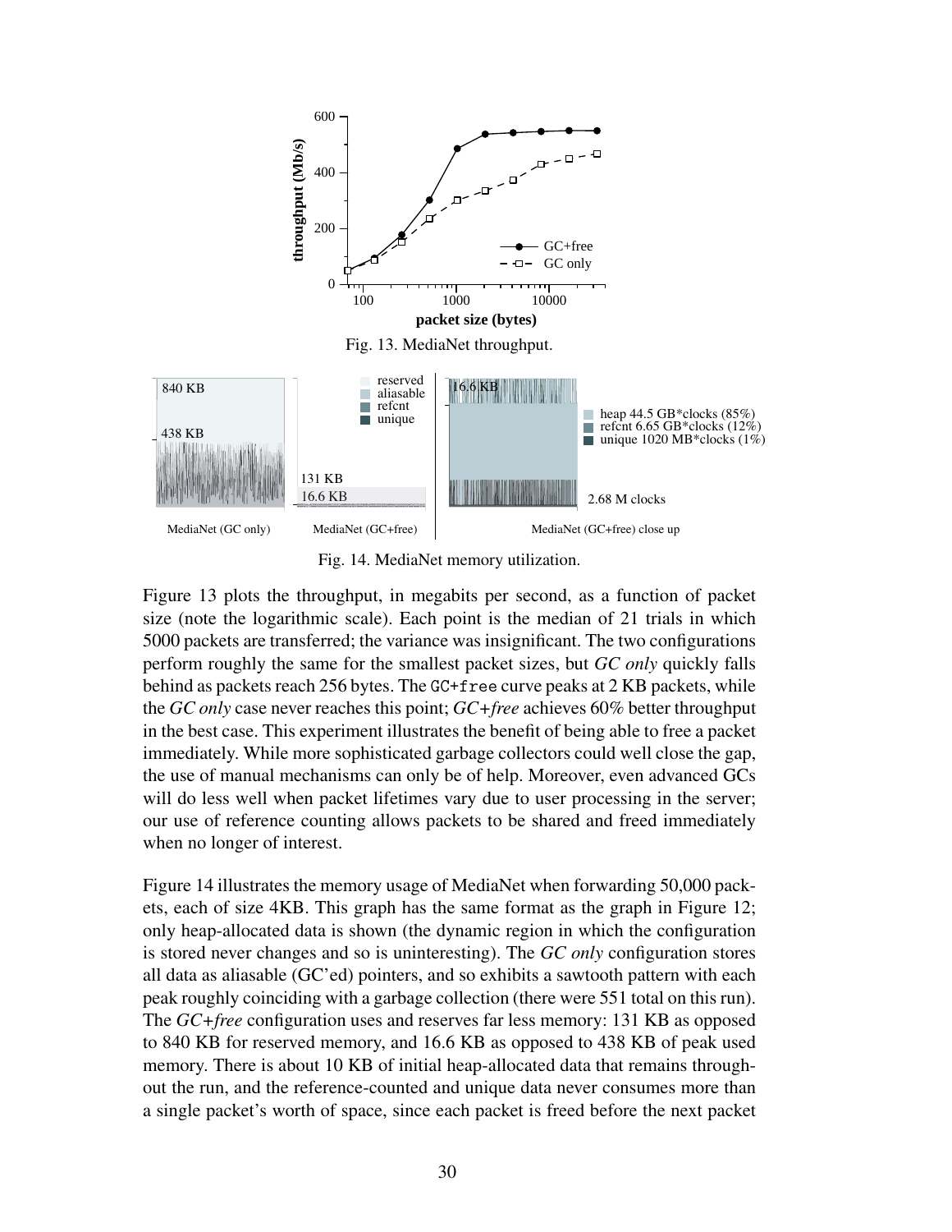Fig. 13. MediaNet throughput.

Fig. 14. MediaNet memory utilization.

Figure 13 plots the throughput, in megabits per second, as a function of packet size (note the logarithmic scale). Each point is the median of 21 trials in which 5000 packets are transferred; the variance was insignificant. The two configurations perform roughly the same for the smallest packet sizes, but *GC only* quickly falls behind as packets reach 256 bytes. The `GC+free` curve peaks at 2 KB packets, while the *GC only* case never reaches this point; *GC+free* achieves 60% better throughput in the best case. This experiment illustrates the benefit of being able to free a packet immediately. While more sophisticated garbage collectors could well close the gap, the use of manual mechanisms can only be of help. Moreover, even advanced GCs will do less well when packet lifetimes vary due to user processing in the server; our use of reference counting allows packets to be shared and freed immediately when no longer of interest.

Figure 14 illustrates the memory usage of MediaNet when forwarding 50,000 packets, each of size 4KB. This graph has the same format as the graph in Figure 12; only heap-allocated data is shown (the dynamic region in which the configuration is stored never changes and so is uninteresting). The *GC only* configuration stores all data as aliasable (GC'ed) pointers, and so exhibits a sawtooth pattern with each peak roughly coinciding with a garbage collection (there were 551 total on this run). The *GC+free* configuration uses and reserves far less memory: 131 KB as opposed to 840 KB for reserved memory, and 16.6 KB as opposed to 438 KB of peak used memory. There is about 10 KB of initial heap-allocated data that remains throughout the run, and the reference-counted and unique data never consumes more than a single packet's worth of space, since each packet is freed before the next packet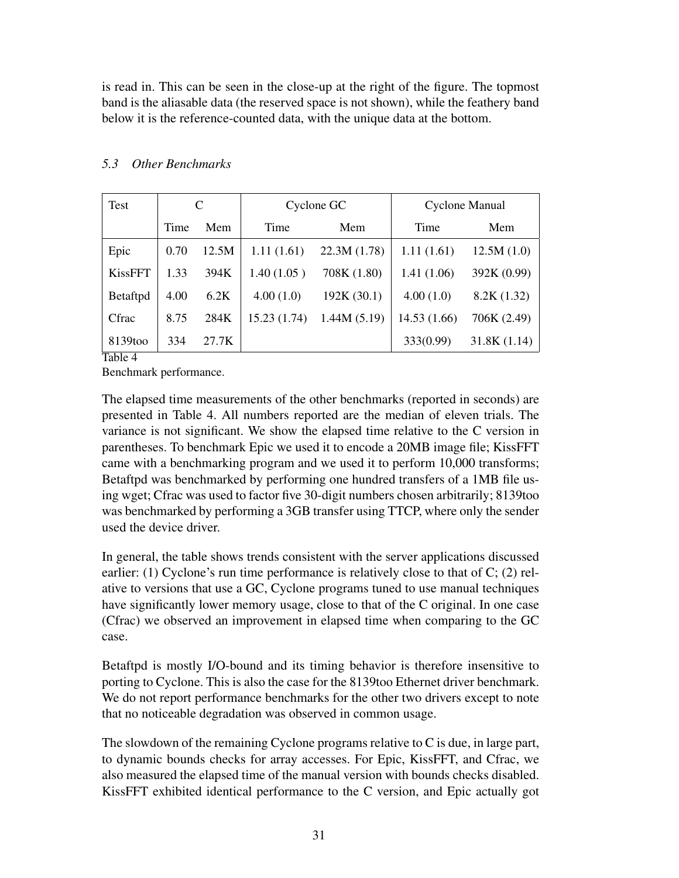is read in. This can be seen in the close-up at the right of the figure. The topmost band is the aliasable data (the reserved space is not shown), while the feathery band below it is the reference-counted data, with the unique data at the bottom.

### *5.3 Other Benchmarks*

| Test | C | | Cyclone GC | | Cyclone Manual | |
|---|---|---|---|---|---|---|
| | Time | Mem | Time | Mem | Time | Mem |
| Epic | 0.70 | 12.5M | 1.11 (1.61) | 22.3M (1.78) | 1.11 (1.61) | 12.5M (1.0) |
| KissFFT | 1.33 | 394K | 1.40 (1.05 ) | 708K (1.80) | 1.41 (1.06) | 392K (0.99) |
| Betaftpd | 4.00 | 6.2K | 4.00 (1.0) | 192K (30.1) | 4.00 (1.0) | 8.2K (1.32) |
| Cfrac | 8.75 | 284K | 15.23 (1.74) | 1.44M (5.19) | 14.53 (1.66) | 706K (2.49) |
| 8139too | 334 | 27.7K | | | 333(0.99) | 31.8K (1.14) |

Table 4
Benchmark performance.

The elapsed time measurements of the other benchmarks (reported in seconds) are presented in Table 4. All numbers reported are the median of eleven trials. The variance is not significant. We show the elapsed time relative to the C version in parentheses. To benchmark Epic we used it to encode a 20MB image file; KissFFT came with a benchmarking program and we used it to perform 10,000 transforms; Betaftpd was benchmarked by performing one hundred transfers of a 1MB file using wget; Cfrac was used to factor five 30-digit numbers chosen arbitrarily; 8139too was benchmarked by performing a 3GB transfer using TTCP, where only the sender used the device driver.

In general, the table shows trends consistent with the server applications discussed earlier: (1) Cyclone's run time performance is relatively close to that of C; (2) relative to versions that use a GC, Cyclone programs tuned to use manual techniques have significantly lower memory usage, close to that of the C original. In one case (Cfrac) we observed an improvement in elapsed time when comparing to the GC case.

Betaftpd is mostly I/O-bound and its timing behavior is therefore insensitive to porting to Cyclone. This is also the case for the 8139too Ethernet driver benchmark. We do not report performance benchmarks for the other two drivers except to note that no noticeable degradation was observed in common usage.

The slowdown of the remaining Cyclone programs relative to C is due, in large part, to dynamic bounds checks for array accesses. For Epic, KissFFT, and Cfrac, we also measured the elapsed time of the manual version with bounds checks disabled. KissFFT exhibited identical performance to the C version, and Epic actually got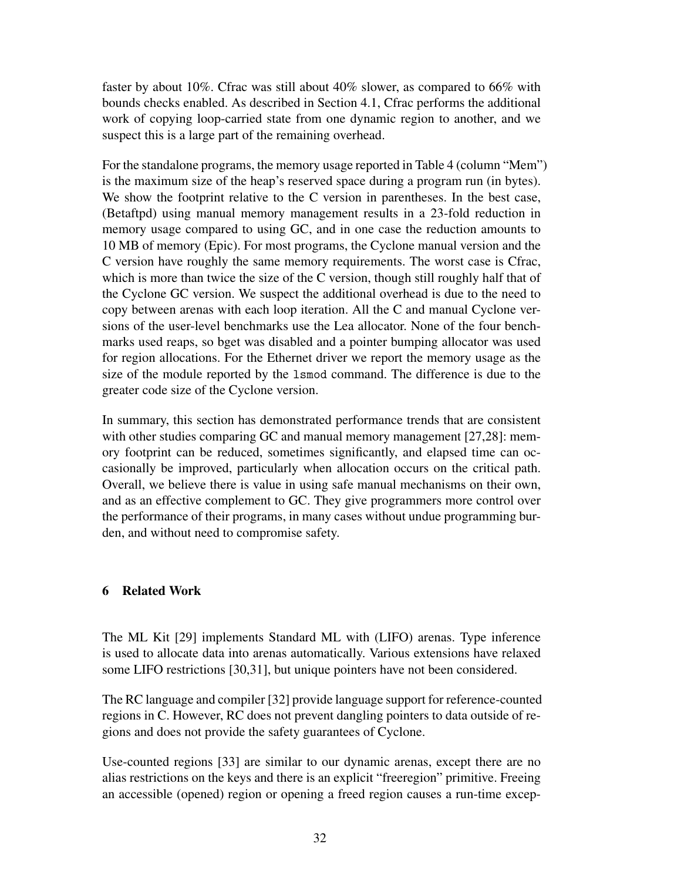faster by about 10%. Cfrac was still about 40% slower, as compared to 66% with bounds checks enabled. As described in Section 4.1, Cfrac performs the additional work of copying loop-carried state from one dynamic region to another, and we suspect this is a large part of the remaining overhead.

For the standalone programs, the memory usage reported in Table 4 (column "Mem") is the maximum size of the heap's reserved space during a program run (in bytes). We show the footprint relative to the C version in parentheses. In the best case, (Betaftpd) using manual memory management results in a 23-fold reduction in memory usage compared to using GC, and in one case the reduction amounts to 10 MB of memory (Epic). For most programs, the Cyclone manual version and the C version have roughly the same memory requirements. The worst case is Cfrac, which is more than twice the size of the C version, though still roughly half that of the Cyclone GC version. We suspect the additional overhead is due to the need to copy between arenas with each loop iteration. All the C and manual Cyclone versions of the user-level benchmarks use the Lea allocator. None of the four benchmarks used reaps, so bget was disabled and a pointer bumping allocator was used for region allocations. For the Ethernet driver we report the memory usage as the size of the module reported by the `lsmod` command. The difference is due to the greater code size of the Cyclone version.

In summary, this section has demonstrated performance trends that are consistent with other studies comparing GC and manual memory management [27,28]: memory footprint can be reduced, sometimes significantly, and elapsed time can occasionally be improved, particularly when allocation occurs on the critical path. Overall, we believe there is value in using safe manual mechanisms on their own, and as an effective complement to GC. They give programmers more control over the performance of their programs, in many cases without undue programming burden, and without need to compromise safety.

## 6 Related Work

The ML Kit [29] implements Standard ML with (LIFO) arenas. Type inference is used to allocate data into arenas automatically. Various extensions have relaxed some LIFO restrictions [30,31], but unique pointers have not been considered.

The RC language and compiler [32] provide language support for reference-counted regions in C. However, RC does not prevent dangling pointers to data outside of regions and does not provide the safety guarantees of Cyclone.

Use-counted regions [33] are similar to our dynamic arenas, except there are no alias restrictions on the keys and there is an explicit "freeregion" primitive. Freeing an accessible (opened) region or opening a freed region causes a run-time excep-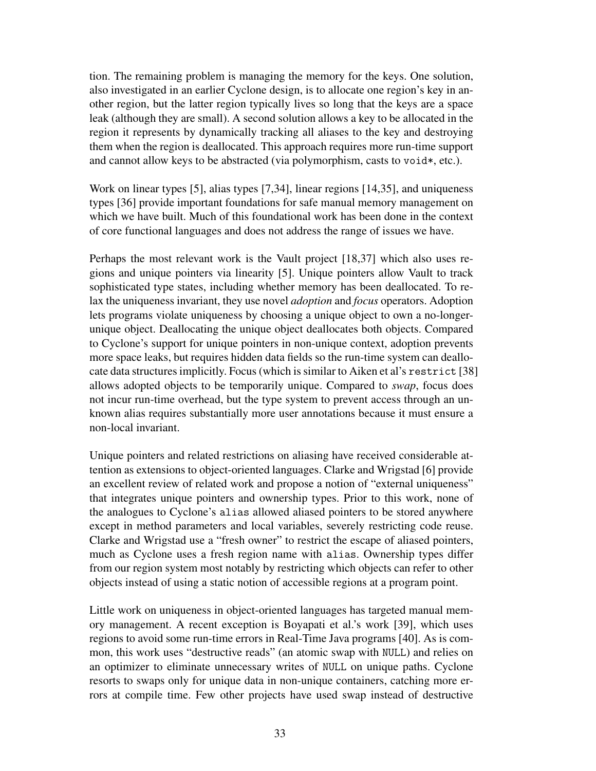tion. The remaining problem is managing the memory for the keys. One solution, also investigated in an earlier Cyclone design, is to allocate one region's key in another region, but the latter region typically lives so long that the keys are a space leak (although they are small). A second solution allows a key to be allocated in the region it represents by dynamically tracking all aliases to the key and destroying them when the region is deallocated. This approach requires more run-time support and cannot allow keys to be abstracted (via polymorphism, casts to `void*`, etc.).

Work on linear types [5], alias types [7,34], linear regions [14,35], and uniqueness types [36] provide important foundations for safe manual memory management on which we have built. Much of this foundational work has been done in the context of core functional languages and does not address the range of issues we have.

Perhaps the most relevant work is the Vault project [18,37] which also uses regions and unique pointers via linearity [5]. Unique pointers allow Vault to track sophisticated type states, including whether memory has been deallocated. To relax the uniqueness invariant, they use novel *adoption* and *focus* operators. Adoption lets programs violate uniqueness by choosing a unique object to own a no-longer-unique object. Deallocating the unique object deallocates both objects. Compared to Cyclone's support for unique pointers in non-unique context, adoption prevents more space leaks, but requires hidden data fields so the run-time system can deallocate data structures implicitly. Focus (which is similar to Aiken et al's `restrict` [38] allows adopted objects to be temporarily unique. Compared to *swap*, focus does not incur run-time overhead, but the type system to prevent access through an unknown alias requires substantially more user annotations because it must ensure a non-local invariant.

Unique pointers and related restrictions on aliasing have received considerable attention as extensions to object-oriented languages. Clarke and Wrigstad [6] provide an excellent review of related work and propose a notion of "external uniqueness" that integrates unique pointers and ownership types. Prior to this work, none of the analogues to Cyclone's `alias` allowed aliased pointers to be stored anywhere except in method parameters and local variables, severely restricting code reuse. Clarke and Wrigstad use a "fresh owner" to restrict the escape of aliased pointers, much as Cyclone uses a fresh region name with `alias`. Ownership types differ from our region system most notably by restricting which objects can refer to other objects instead of using a static notion of accessible regions at a program point.

Little work on uniqueness in object-oriented languages has targeted manual memory management. A recent exception is Boyapati et al.'s work [39], which uses regions to avoid some run-time errors in Real-Time Java programs [40]. As is common, this work uses "destructive reads" (an atomic swap with `NULL`) and relies on an optimizer to eliminate unnecessary writes of `NULL` on unique paths. Cyclone resorts to swaps only for unique data in non-unique containers, catching more errors at compile time. Few other projects have used swap instead of destructive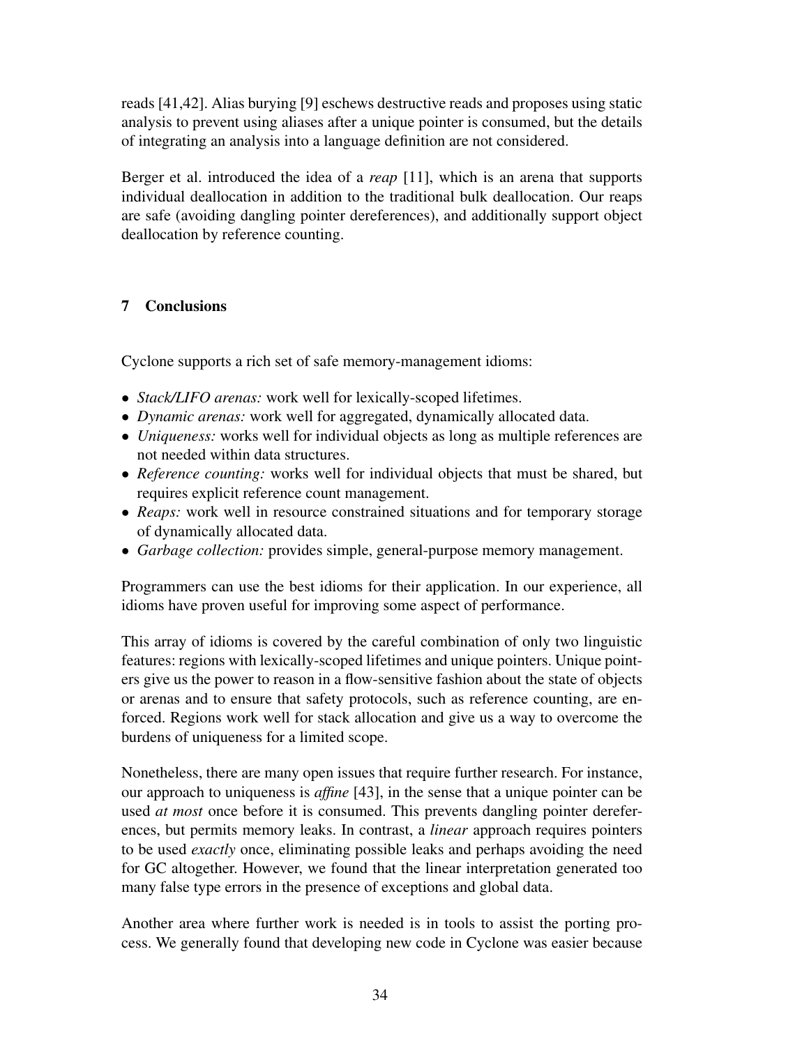reads [41,42]. Alias burying [9] eschews destructive reads and proposes using static analysis to prevent using aliases after a unique pointer is consumed, but the details of integrating an analysis into a language definition are not considered.

Berger et al. introduced the idea of a *reap* [11], which is an arena that supports individual deallocation in addition to the traditional bulk deallocation. Our reaps are safe (avoiding dangling pointer dereferences), and additionally support object deallocation by reference counting.

## 7 Conclusions

Cyclone supports a rich set of safe memory-management idioms:

- *Stack/LIFO arenas:* work well for lexically-scoped lifetimes.
- *Dynamic arenas:* work well for aggregated, dynamically allocated data.
- *Uniqueness:* works well for individual objects as long as multiple references are not needed within data structures.
- *Reference counting:* works well for individual objects that must be shared, but requires explicit reference count management.
- *Reaps:* work well in resource constrained situations and for temporary storage of dynamically allocated data.
- *Garbage collection:* provides simple, general-purpose memory management.

Programmers can use the best idioms for their application. In our experience, all idioms have proven useful for improving some aspect of performance.

This array of idioms is covered by the careful combination of only two linguistic features: regions with lexically-scoped lifetimes and unique pointers. Unique pointers give us the power to reason in a flow-sensitive fashion about the state of objects or arenas and to ensure that safety protocols, such as reference counting, are enforced. Regions work well for stack allocation and give us a way to overcome the burdens of uniqueness for a limited scope.

Nonetheless, there are many open issues that require further research. For instance, our approach to uniqueness is *affine* [43], in the sense that a unique pointer can be used *at most* once before it is consumed. This prevents dangling pointer dereferences, but permits memory leaks. In contrast, a *linear* approach requires pointers to be used *exactly* once, eliminating possible leaks and perhaps avoiding the need for GC altogether. However, we found that the linear interpretation generated too many false type errors in the presence of exceptions and global data.

Another area where further work is needed is in tools to assist the porting process. We generally found that developing new code in Cyclone was easier because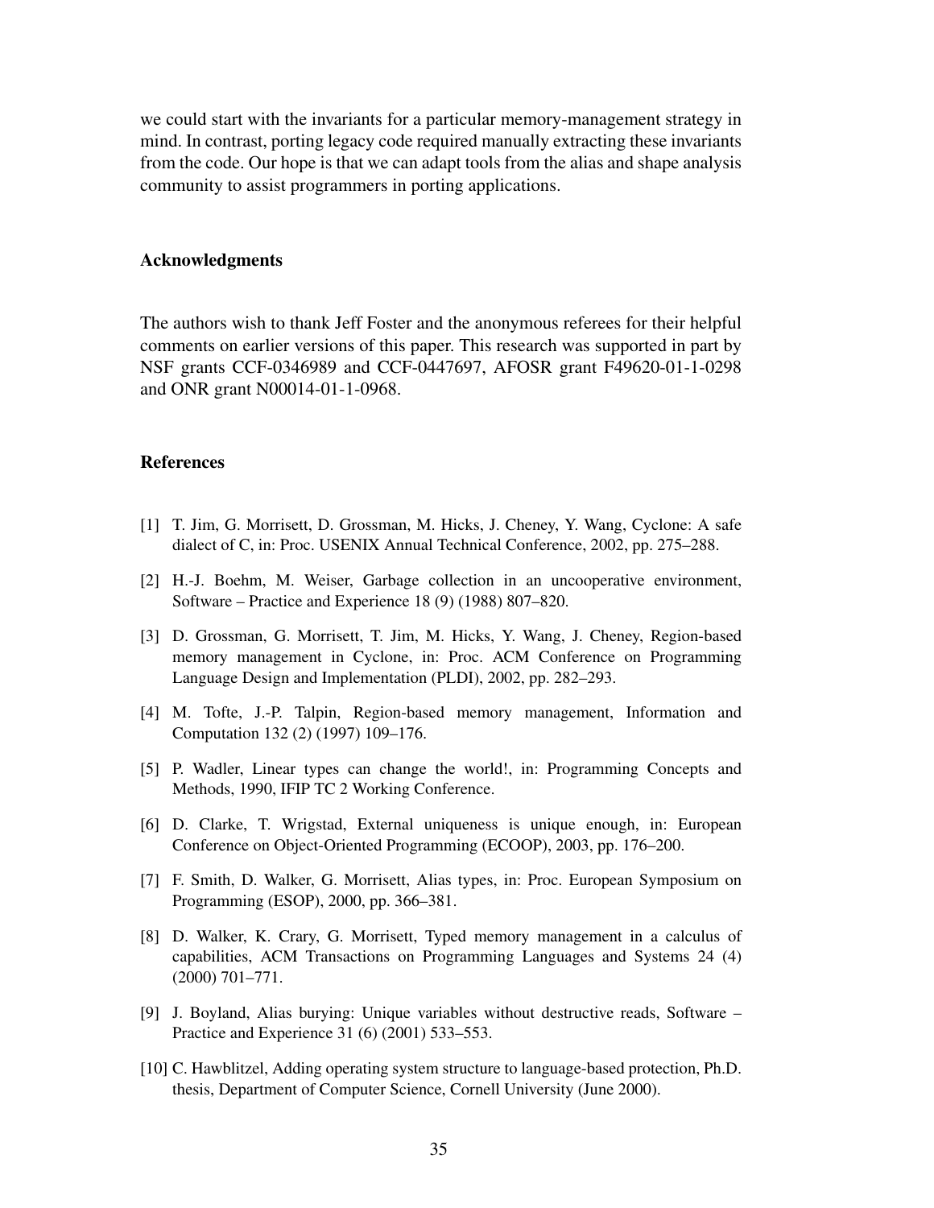we could start with the invariants for a particular memory-management strategy in mind. In contrast, porting legacy code required manually extracting these invariants from the code. Our hope is that we can adapt tools from the alias and shape analysis community to assist programmers in porting applications.

## Acknowledgments

The authors wish to thank Jeff Foster and the anonymous referees for their helpful comments on earlier versions of this paper. This research was supported in part by NSF grants CCF-0346989 and CCF-0447697, AFOSR grant F49620-01-1-0298 and ONR grant N00014-01-1-0968.

## References

[1] T. Jim, G. Morrisett, D. Grossman, M. Hicks, J. Cheney, Y. Wang, Cyclone: A safe dialect of C, in: Proc. USENIX Annual Technical Conference, 2002, pp. 275–288.

[2] H.-J. Boehm, M. Weiser, Garbage collection in an uncooperative environment, Software – Practice and Experience 18 (9) (1988) 807–820.

[3] D. Grossman, G. Morrisett, T. Jim, M. Hicks, Y. Wang, J. Cheney, Region-based memory management in Cyclone, in: Proc. ACM Conference on Programming Language Design and Implementation (PLDI), 2002, pp. 282–293.

[4] M. Tofte, J.-P. Talpin, Region-based memory management, Information and Computation 132 (2) (1997) 109–176.

[5] P. Wadler, Linear types can change the world!, in: Programming Concepts and Methods, 1990, IFIP TC 2 Working Conference.

[6] D. Clarke, T. Wrigstad, External uniqueness is unique enough, in: European Conference on Object-Oriented Programming (ECOOP), 2003, pp. 176–200.

[7] F. Smith, D. Walker, G. Morrisett, Alias types, in: Proc. European Symposium on Programming (ESOP), 2000, pp. 366–381.

[8] D. Walker, K. Crary, G. Morrisett, Typed memory management in a calculus of capabilities, ACM Transactions on Programming Languages and Systems 24 (4) (2000) 701–771.

[9] J. Boyland, Alias burying: Unique variables without destructive reads, Software – Practice and Experience 31 (6) (2001) 533–553.

[10] C. Hawblitzel, Adding operating system structure to language-based protection, Ph.D. thesis, Department of Computer Science, Cornell University (June 2000).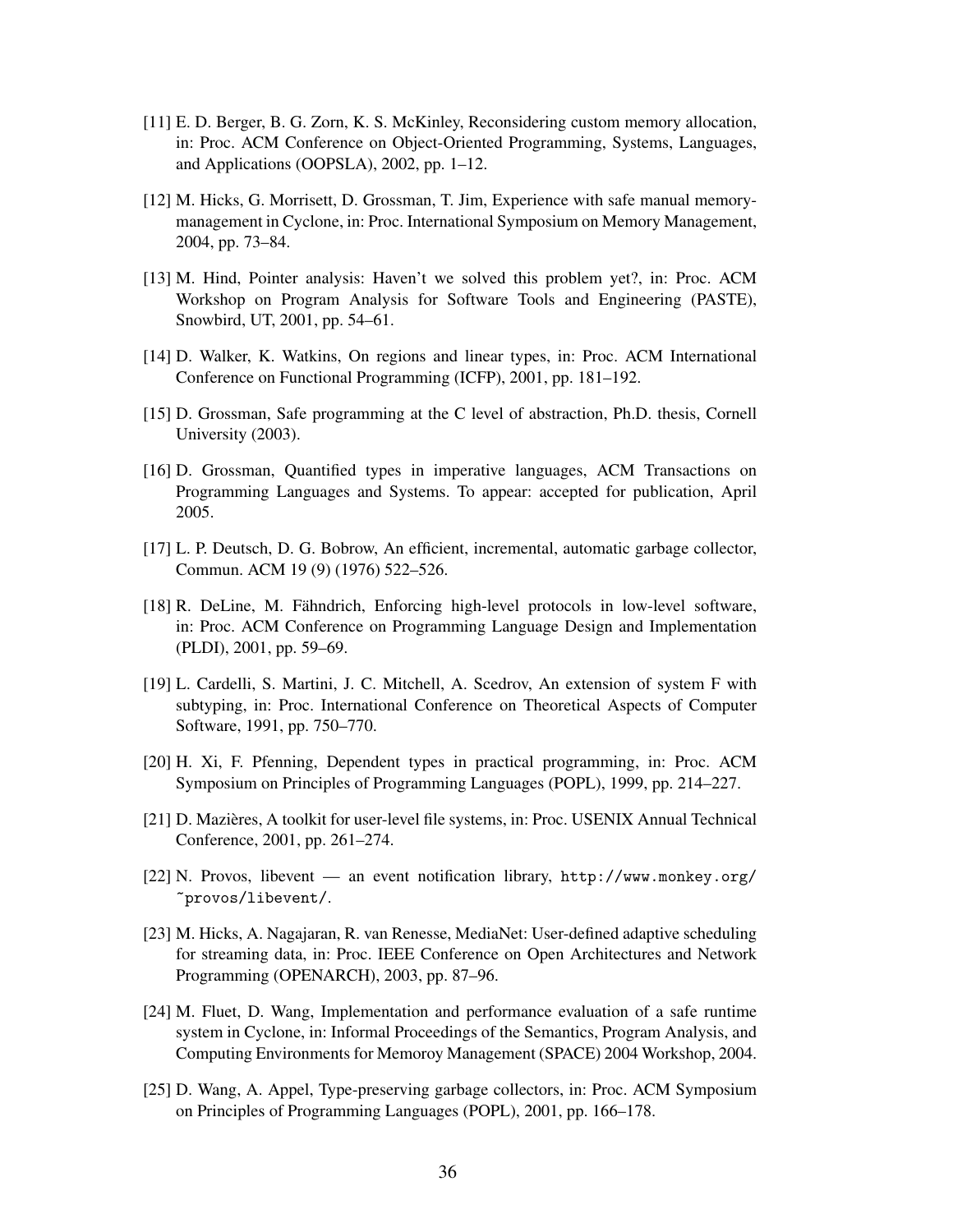[11] E. D. Berger, B. G. Zorn, K. S. McKinley, Reconsidering custom memory allocation, in: Proc. ACM Conference on Object-Oriented Programming, Systems, Languages, and Applications (OOPSLA), 2002, pp. 1–12.

[12] M. Hicks, G. Morrisett, D. Grossman, T. Jim, Experience with safe manual memory-management in Cyclone, in: Proc. International Symposium on Memory Management, 2004, pp. 73–84.

[13] M. Hind, Pointer analysis: Haven't we solved this problem yet?, in: Proc. ACM Workshop on Program Analysis for Software Tools and Engineering (PASTE), Snowbird, UT, 2001, pp. 54–61.

[14] D. Walker, K. Watkins, On regions and linear types, in: Proc. ACM International Conference on Functional Programming (ICFP), 2001, pp. 181–192.

[15] D. Grossman, Safe programming at the C level of abstraction, Ph.D. thesis, Cornell University (2003).

[16] D. Grossman, Quantified types in imperative languages, ACM Transactions on Programming Languages and Systems. To appear: accepted for publication, April 2005.

[17] L. P. Deutsch, D. G. Bobrow, An efficient, incremental, automatic garbage collector, Commun. ACM 19 (9) (1976) 522–526.

[18] R. DeLine, M. Fähndrich, Enforcing high-level protocols in low-level software, in: Proc. ACM Conference on Programming Language Design and Implementation (PLDI), 2001, pp. 59–69.

[19] L. Cardelli, S. Martini, J. C. Mitchell, A. Scedrov, An extension of system F with subtyping, in: Proc. International Conference on Theoretical Aspects of Computer Software, 1991, pp. 750–770.

[20] H. Xi, F. Pfenning, Dependent types in practical programming, in: Proc. ACM Symposium on Principles of Programming Languages (POPL), 1999, pp. 214–227.

[21] D. Mazières, A toolkit for user-level file systems, in: Proc. USENIX Annual Technical Conference, 2001, pp. 261–274.

[22] N. Provos, libevent — an event notification library, `http://www.monkey.org/~provos/libevent/`.

[23] M. Hicks, A. Nagajaran, R. van Renesse, MediaNet: User-defined adaptive scheduling for streaming data, in: Proc. IEEE Conference on Open Architectures and Network Programming (OPENARCH), 2003, pp. 87–96.

[24] M. Fluet, D. Wang, Implementation and performance evaluation of a safe runtime system in Cyclone, in: Informal Proceedings of the Semantics, Program Analysis, and Computing Environments for Memoroy Management (SPACE) 2004 Workshop, 2004.

[25] D. Wang, A. Appel, Type-preserving garbage collectors, in: Proc. ACM Symposium on Principles of Programming Languages (POPL), 2001, pp. 166–178.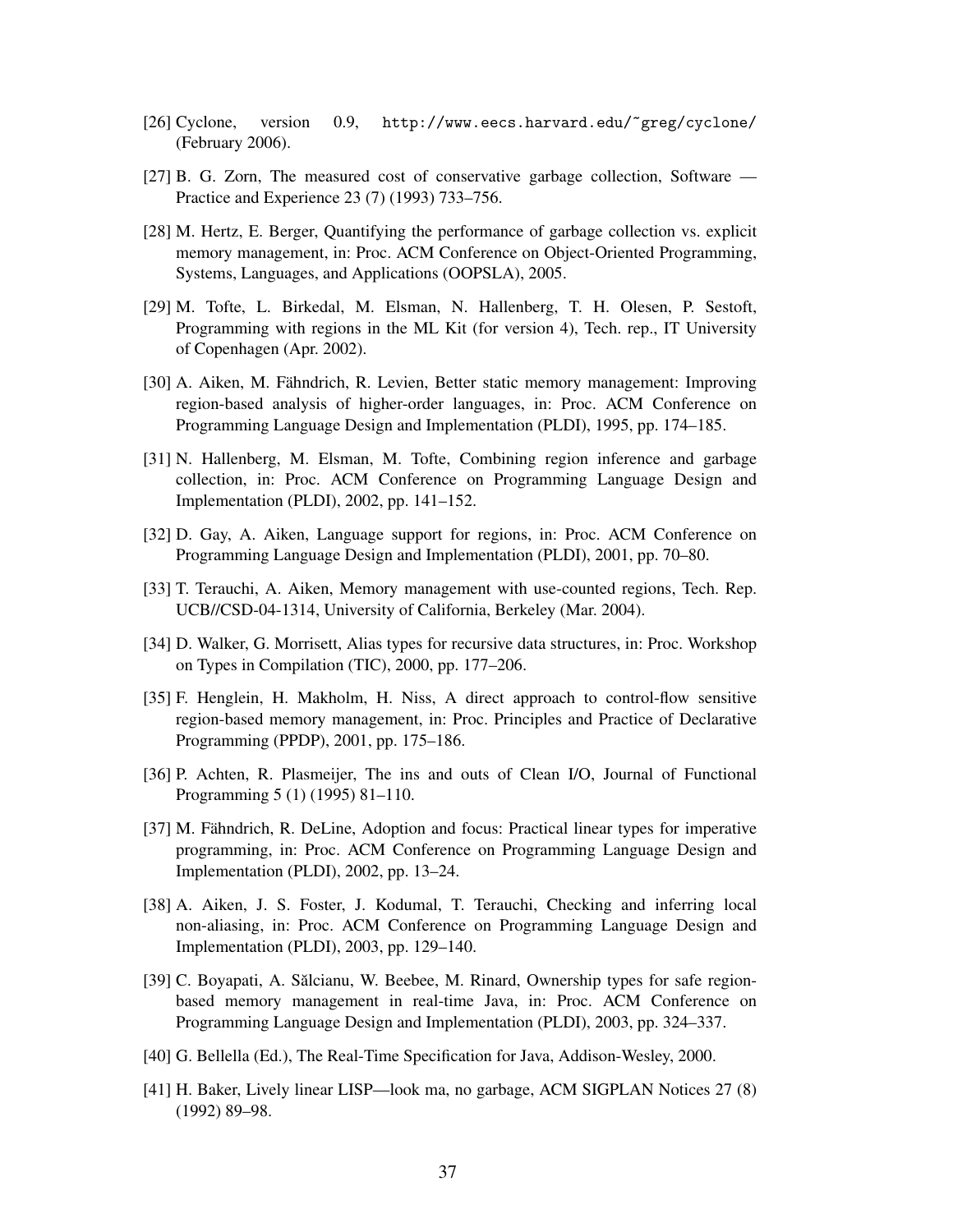[26] Cyclone, version 0.9, http://www.eecs.harvard.edu/~greg/cyclone/ (February 2006).

[27] B. G. Zorn, The measured cost of conservative garbage collection, Software — Practice and Experience 23 (7) (1993) 733–756.

[28] M. Hertz, E. Berger, Quantifying the performance of garbage collection vs. explicit memory management, in: Proc. ACM Conference on Object-Oriented Programming, Systems, Languages, and Applications (OOPSLA), 2005.

[29] M. Tofte, L. Birkedal, M. Elsman, N. Hallenberg, T. H. Olesen, P. Sestoft, Programming with regions in the ML Kit (for version 4), Tech. rep., IT University of Copenhagen (Apr. 2002).

[30] A. Aiken, M. Fähndrich, R. Levien, Better static memory management: Improving region-based analysis of higher-order languages, in: Proc. ACM Conference on Programming Language Design and Implementation (PLDI), 1995, pp. 174–185.

[31] N. Hallenberg, M. Elsman, M. Tofte, Combining region inference and garbage collection, in: Proc. ACM Conference on Programming Language Design and Implementation (PLDI), 2002, pp. 141–152.

[32] D. Gay, A. Aiken, Language support for regions, in: Proc. ACM Conference on Programming Language Design and Implementation (PLDI), 2001, pp. 70–80.

[33] T. Terauchi, A. Aiken, Memory management with use-counted regions, Tech. Rep. UCB//CSD-04-1314, University of California, Berkeley (Mar. 2004).

[34] D. Walker, G. Morrisett, Alias types for recursive data structures, in: Proc. Workshop on Types in Compilation (TIC), 2000, pp. 177–206.

[35] F. Henglein, H. Makholm, H. Niss, A direct approach to control-flow sensitive region-based memory management, in: Proc. Principles and Practice of Declarative Programming (PPDP), 2001, pp. 175–186.

[36] P. Achten, R. Plasmeijer, The ins and outs of Clean I/O, Journal of Functional Programming 5 (1) (1995) 81–110.

[37] M. Fähndrich, R. DeLine, Adoption and focus: Practical linear types for imperative programming, in: Proc. ACM Conference on Programming Language Design and Implementation (PLDI), 2002, pp. 13–24.

[38] A. Aiken, J. S. Foster, J. Kodumal, T. Terauchi, Checking and inferring local non-aliasing, in: Proc. ACM Conference on Programming Language Design and Implementation (PLDI), 2003, pp. 129–140.

[39] C. Boyapati, A. Sălcianu, W. Beebee, M. Rinard, Ownership types for safe region-based memory management in real-time Java, in: Proc. ACM Conference on Programming Language Design and Implementation (PLDI), 2003, pp. 324–337.

[40] G. Bellella (Ed.), The Real-Time Specification for Java, Addison-Wesley, 2000.

[41] H. Baker, Lively linear LISP—look ma, no garbage, ACM SIGPLAN Notices 27 (8) (1992) 89–98.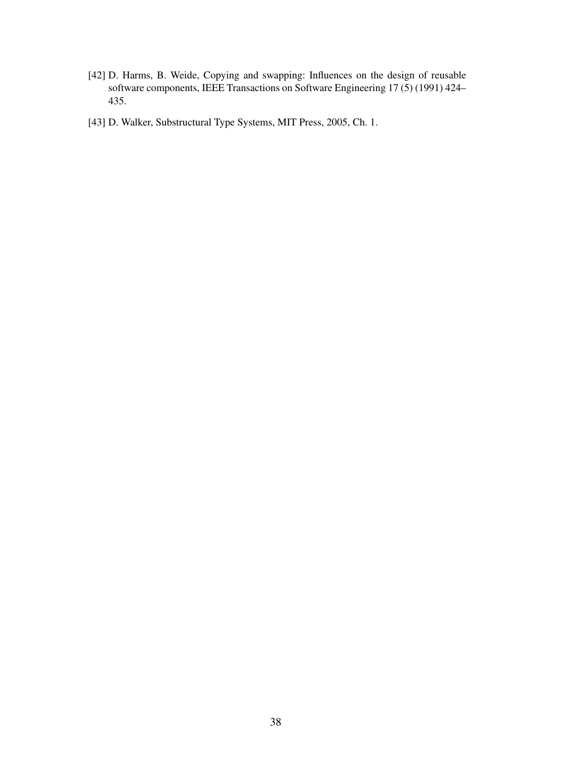[42] D. Harms, B. Weide, Copying and swapping: Influences on the design of reusable software components, IEEE Transactions on Software Engineering 17 (5) (1991) 424–435.

[43] D. Walker, Substructural Type Systems, MIT Press, 2005, Ch. 1.